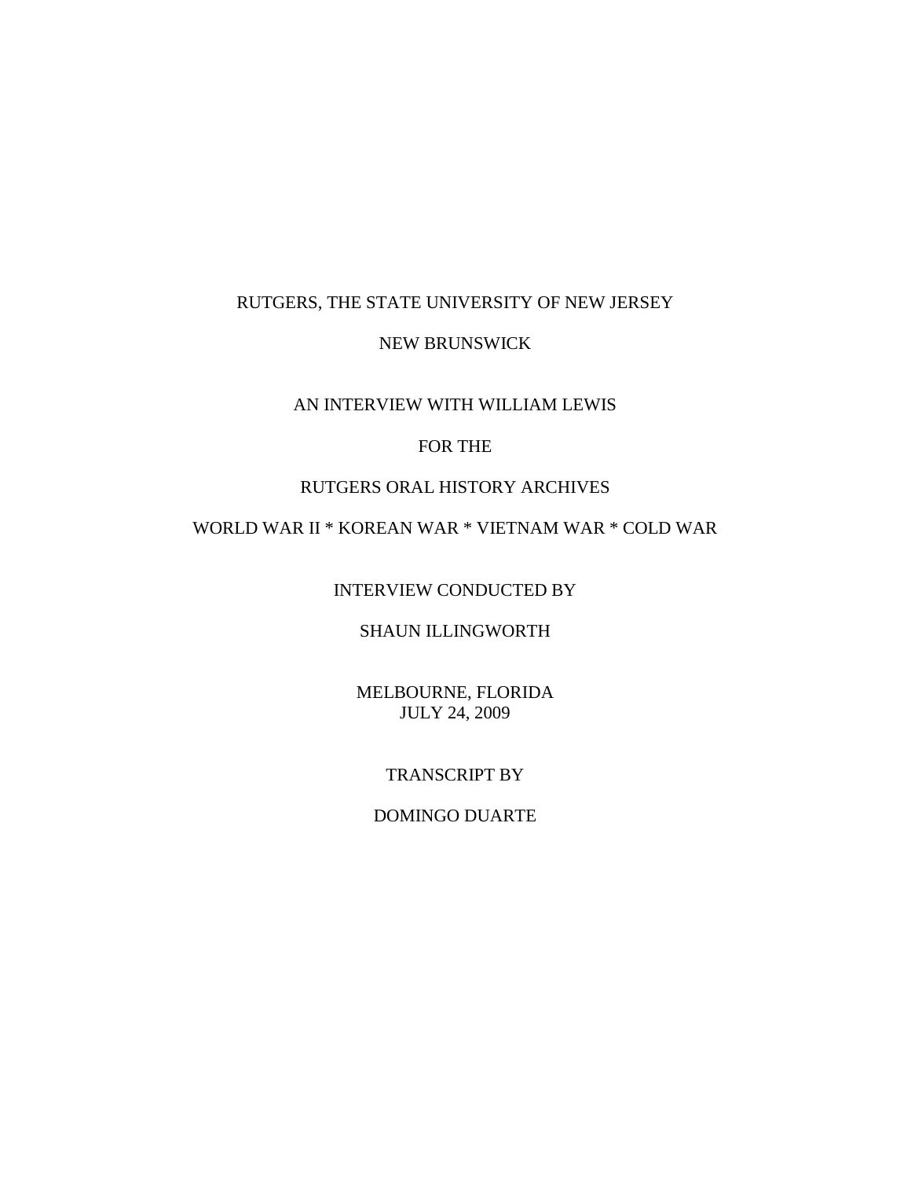RUTGERS, THE STATE UNIVERSITY OF NEW JERSEY

NEW BRUNSWICK

AN INTERVIEW WITH WILLIAM LEWIS

FOR THE

RUTGERS ORAL HISTORY ARCHIVES

WORLD WAR II * KOREAN WAR * VIETNAM WAR * COLD WAR

INTERVIEW CONDUCTED BY

SHAUN ILLINGWORTH

MELBOURNE, FLORIDA
JULY 24, 2009

TRANSCRIPT BY

DOMINGO DUARTE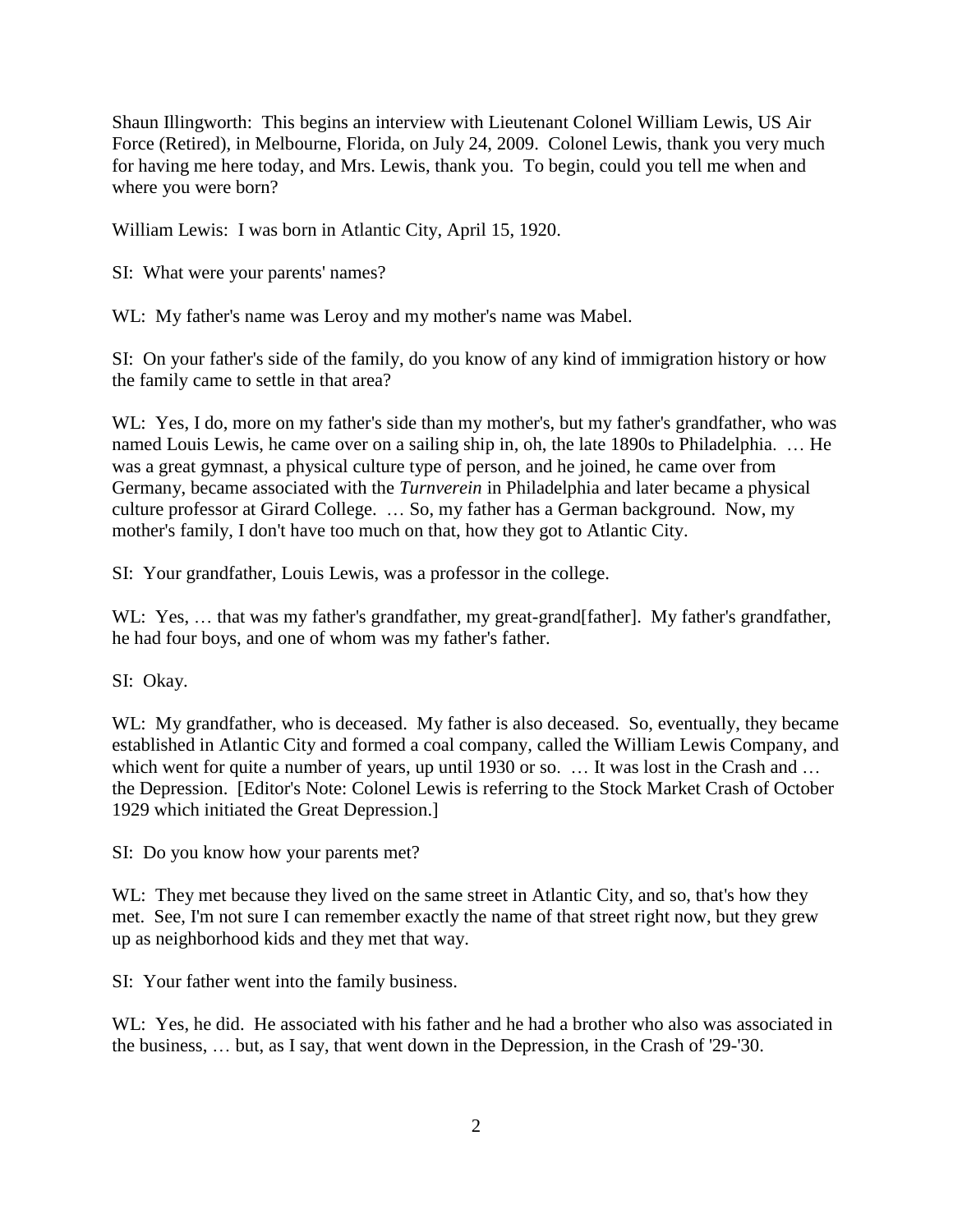Shaun Illingworth: This begins an interview with Lieutenant Colonel William Lewis, US Air Force (Retired), in Melbourne, Florida, on July 24, 2009. Colonel Lewis, thank you very much for having me here today, and Mrs. Lewis, thank you. To begin, could you tell me when and where you were born?

William Lewis: I was born in Atlantic City, April 15, 1920.

SI: What were your parents' names?

WL: My father's name was Leroy and my mother's name was Mabel.

SI: On your father's side of the family, do you know of any kind of immigration history or how the family came to settle in that area?

WL: Yes, I do, more on my father's side than my mother's, but my father's grandfather, who was named Louis Lewis, he came over on a sailing ship in, oh, the late 1890s to Philadelphia. … He was a great gymnast, a physical culture type of person, and he joined, he came over from Germany, became associated with the *Turnverein* in Philadelphia and later became a physical culture professor at Girard College. … So, my father has a German background. Now, my mother's family, I don't have too much on that, how they got to Atlantic City.

SI: Your grandfather, Louis Lewis, was a professor in the college.

WL: Yes, … that was my father's grandfather, my great-grand[father]. My father's grandfather, he had four boys, and one of whom was my father's father.

SI: Okay.

WL: My grandfather, who is deceased. My father is also deceased. So, eventually, they became established in Atlantic City and formed a coal company, called the William Lewis Company, and which went for quite a number of years, up until 1930 or so. … It was lost in the Crash and … the Depression. [Editor's Note: Colonel Lewis is referring to the Stock Market Crash of October 1929 which initiated the Great Depression.]

SI: Do you know how your parents met?

WL: They met because they lived on the same street in Atlantic City, and so, that's how they met. See, I'm not sure I can remember exactly the name of that street right now, but they grew up as neighborhood kids and they met that way.

SI: Your father went into the family business.

WL: Yes, he did. He associated with his father and he had a brother who also was associated in the business, … but, as I say, that went down in the Depression, in the Crash of '29-'30.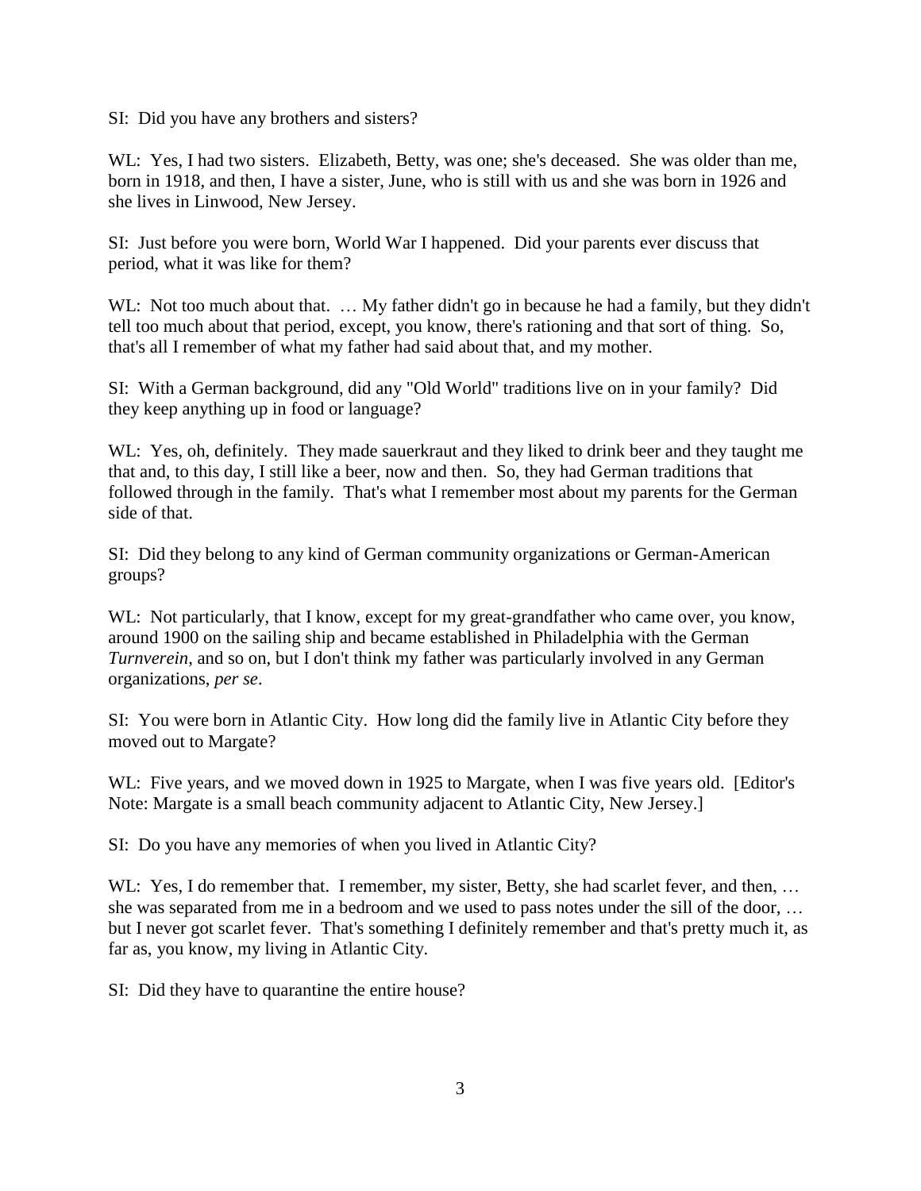SI: Did you have any brothers and sisters?

WL: Yes, I had two sisters. Elizabeth, Betty, was one; she's deceased. She was older than me, born in 1918, and then, I have a sister, June, who is still with us and she was born in 1926 and she lives in Linwood, New Jersey.

SI: Just before you were born, World War I happened. Did your parents ever discuss that period, what it was like for them?

WL: Not too much about that. … My father didn't go in because he had a family, but they didn't tell too much about that period, except, you know, there's rationing and that sort of thing. So, that's all I remember of what my father had said about that, and my mother.

SI: With a German background, did any "Old World" traditions live on in your family? Did they keep anything up in food or language?

WL: Yes, oh, definitely. They made sauerkraut and they liked to drink beer and they taught me that and, to this day, I still like a beer, now and then. So, they had German traditions that followed through in the family. That's what I remember most about my parents for the German side of that.

SI: Did they belong to any kind of German community organizations or German-American groups?

WL: Not particularly, that I know, except for my great-grandfather who came over, you know, around 1900 on the sailing ship and became established in Philadelphia with the German *Turnverein*, and so on, but I don't think my father was particularly involved in any German organizations, *per se*.

SI: You were born in Atlantic City. How long did the family live in Atlantic City before they moved out to Margate?

WL: Five years, and we moved down in 1925 to Margate, when I was five years old. [Editor's Note: Margate is a small beach community adjacent to Atlantic City, New Jersey.]

SI: Do you have any memories of when you lived in Atlantic City?

WL: Yes, I do remember that. I remember, my sister, Betty, she had scarlet fever, and then, … she was separated from me in a bedroom and we used to pass notes under the sill of the door, … but I never got scarlet fever. That's something I definitely remember and that's pretty much it, as far as, you know, my living in Atlantic City.

SI: Did they have to quarantine the entire house?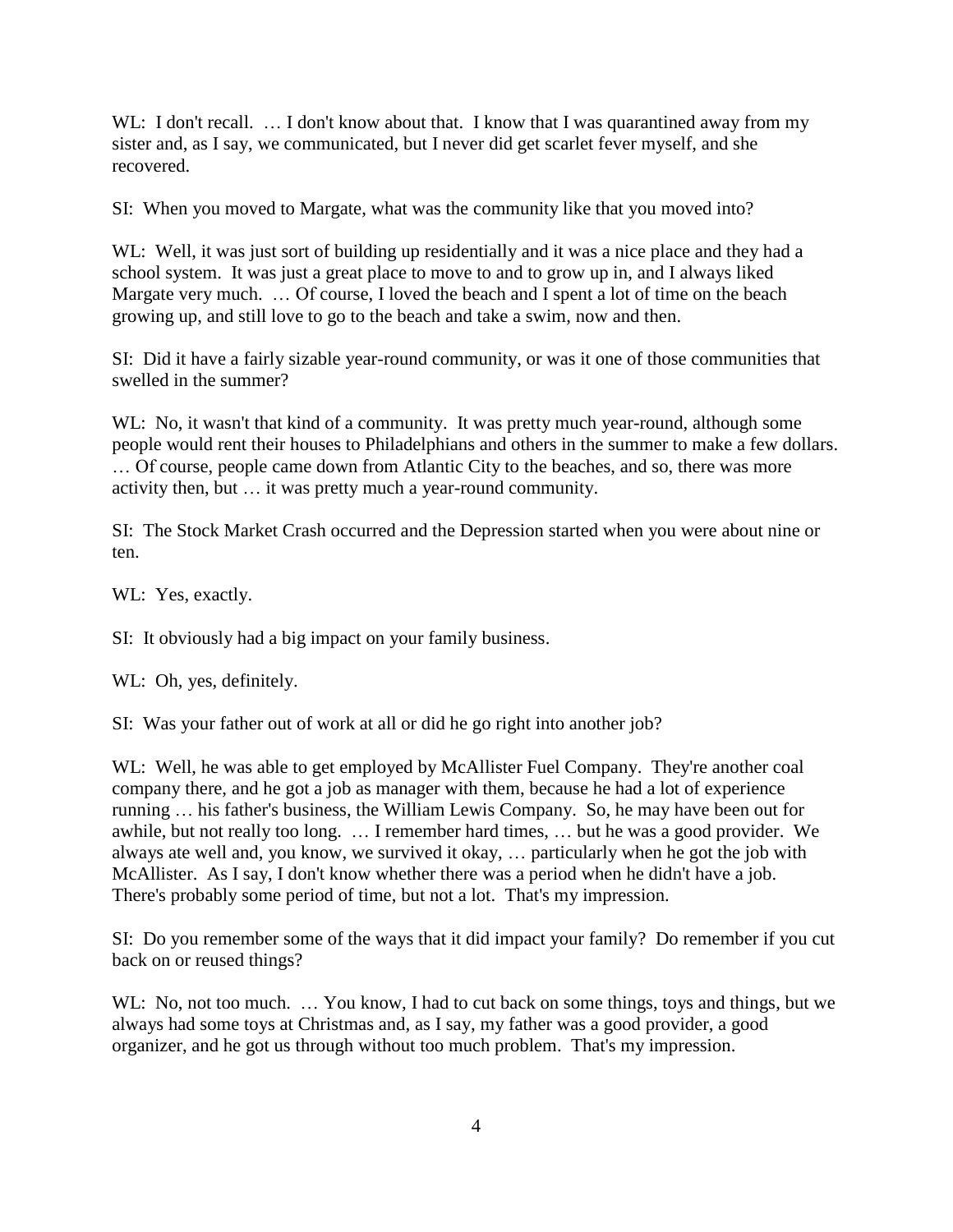WL: I don't recall. … I don't know about that. I know that I was quarantined away from my sister and, as I say, we communicated, but I never did get scarlet fever myself, and she recovered.

SI: When you moved to Margate, what was the community like that you moved into?

WL: Well, it was just sort of building up residentially and it was a nice place and they had a school system. It was just a great place to move to and to grow up in, and I always liked Margate very much. … Of course, I loved the beach and I spent a lot of time on the beach growing up, and still love to go to the beach and take a swim, now and then.

SI: Did it have a fairly sizable year-round community, or was it one of those communities that swelled in the summer?

WL: No, it wasn't that kind of a community. It was pretty much year-round, although some people would rent their houses to Philadelphians and others in the summer to make a few dollars. … Of course, people came down from Atlantic City to the beaches, and so, there was more activity then, but … it was pretty much a year-round community.

SI: The Stock Market Crash occurred and the Depression started when you were about nine or ten.

WL: Yes, exactly.

SI: It obviously had a big impact on your family business.

WL: Oh, yes, definitely.

SI: Was your father out of work at all or did he go right into another job?

WL: Well, he was able to get employed by McAllister Fuel Company. They're another coal company there, and he got a job as manager with them, because he had a lot of experience running … his father's business, the William Lewis Company. So, he may have been out for awhile, but not really too long. … I remember hard times, … but he was a good provider. We always ate well and, you know, we survived it okay, … particularly when he got the job with McAllister. As I say, I don't know whether there was a period when he didn't have a job. There's probably some period of time, but not a lot. That's my impression.

SI: Do you remember some of the ways that it did impact your family? Do remember if you cut back on or reused things?

WL: No, not too much. … You know, I had to cut back on some things, toys and things, but we always had some toys at Christmas and, as I say, my father was a good provider, a good organizer, and he got us through without too much problem. That's my impression.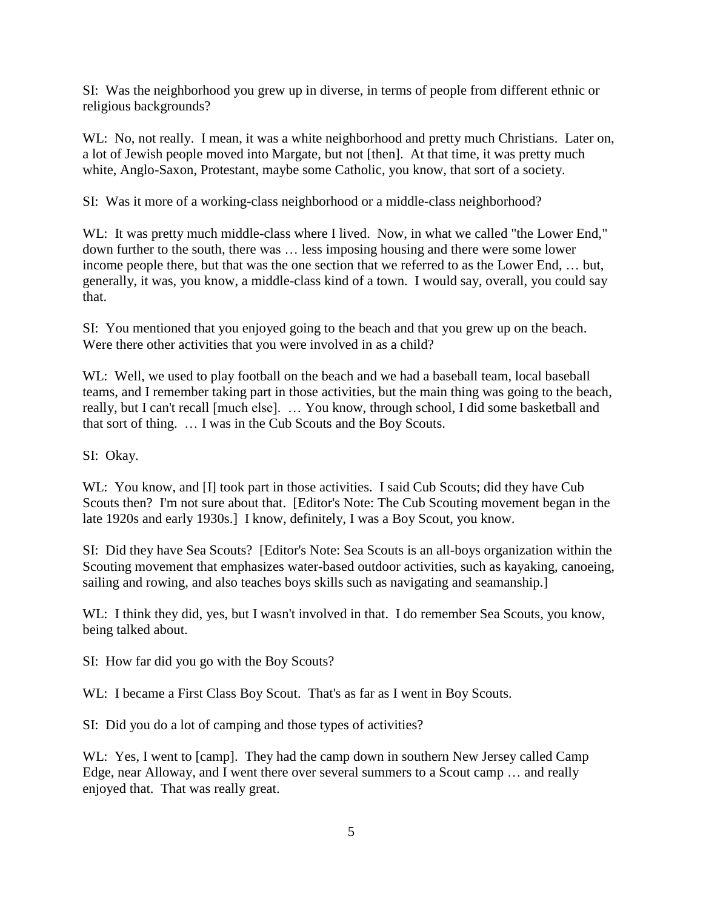SI: Was the neighborhood you grew up in diverse, in terms of people from different ethnic or religious backgrounds?

WL: No, not really. I mean, it was a white neighborhood and pretty much Christians. Later on, a lot of Jewish people moved into Margate, but not [then]. At that time, it was pretty much white, Anglo-Saxon, Protestant, maybe some Catholic, you know, that sort of a society.

SI: Was it more of a working-class neighborhood or a middle-class neighborhood?

WL: It was pretty much middle-class where I lived. Now, in what we called "the Lower End," down further to the south, there was … less imposing housing and there were some lower income people there, but that was the one section that we referred to as the Lower End, … but, generally, it was, you know, a middle-class kind of a town. I would say, overall, you could say that.

SI: You mentioned that you enjoyed going to the beach and that you grew up on the beach. Were there other activities that you were involved in as a child?

WL: Well, we used to play football on the beach and we had a baseball team, local baseball teams, and I remember taking part in those activities, but the main thing was going to the beach, really, but I can't recall [much else]. … You know, through school, I did some basketball and that sort of thing. … I was in the Cub Scouts and the Boy Scouts.

SI: Okay.

WL: You know, and [I] took part in those activities. I said Cub Scouts; did they have Cub Scouts then? I'm not sure about that. [Editor's Note: The Cub Scouting movement began in the late 1920s and early 1930s.] I know, definitely, I was a Boy Scout, you know.

SI: Did they have Sea Scouts? [Editor's Note: Sea Scouts is an all-boys organization within the Scouting movement that emphasizes water-based outdoor activities, such as kayaking, canoeing, sailing and rowing, and also teaches boys skills such as navigating and seamanship.]

WL: I think they did, yes, but I wasn't involved in that. I do remember Sea Scouts, you know, being talked about.

SI: How far did you go with the Boy Scouts?

WL: I became a First Class Boy Scout. That's as far as I went in Boy Scouts.

SI: Did you do a lot of camping and those types of activities?

WL: Yes, I went to [camp]. They had the camp down in southern New Jersey called Camp Edge, near Alloway, and I went there over several summers to a Scout camp … and really enjoyed that. That was really great.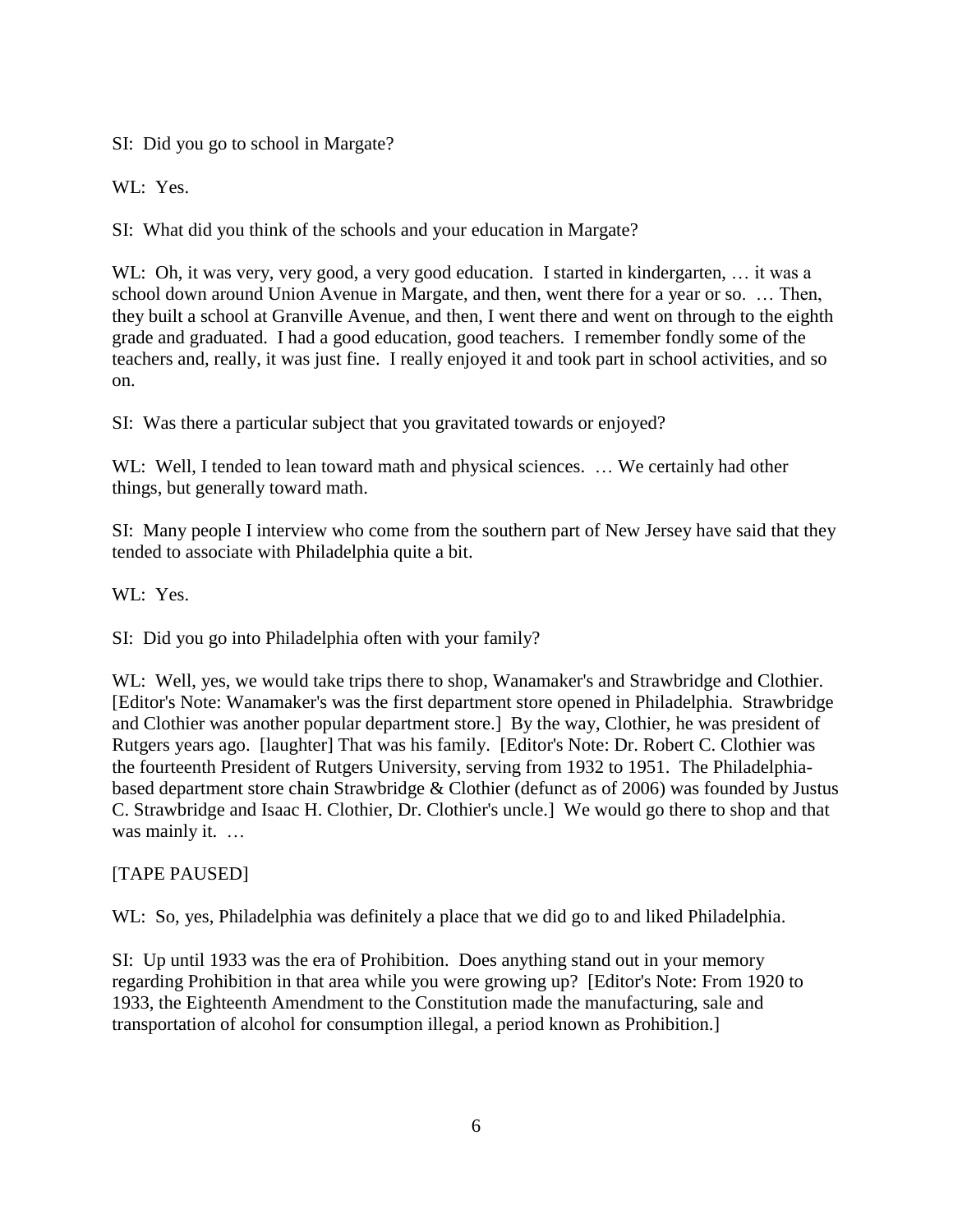SI: Did you go to school in Margate?

WL: Yes.

SI: What did you think of the schools and your education in Margate?

WL: Oh, it was very, very good, a very good education. I started in kindergarten, … it was a school down around Union Avenue in Margate, and then, went there for a year or so. … Then, they built a school at Granville Avenue, and then, I went there and went on through to the eighth grade and graduated. I had a good education, good teachers. I remember fondly some of the teachers and, really, it was just fine. I really enjoyed it and took part in school activities, and so on.

SI: Was there a particular subject that you gravitated towards or enjoyed?

WL: Well, I tended to lean toward math and physical sciences. … We certainly had other things, but generally toward math.

SI: Many people I interview who come from the southern part of New Jersey have said that they tended to associate with Philadelphia quite a bit.

WL: Yes.

SI: Did you go into Philadelphia often with your family?

WL: Well, yes, we would take trips there to shop, Wanamaker's and Strawbridge and Clothier. [Editor's Note: Wanamaker's was the first department store opened in Philadelphia. Strawbridge and Clothier was another popular department store.] By the way, Clothier, he was president of Rutgers years ago. [laughter] That was his family. [Editor's Note: Dr. Robert C. Clothier was the fourteenth President of Rutgers University, serving from 1932 to 1951. The Philadelphia-based department store chain Strawbridge & Clothier (defunct as of 2006) was founded by Justus C. Strawbridge and Isaac H. Clothier, Dr. Clothier's uncle.] We would go there to shop and that was mainly it. …

[TAPE PAUSED]

WL: So, yes, Philadelphia was definitely a place that we did go to and liked Philadelphia.

SI: Up until 1933 was the era of Prohibition. Does anything stand out in your memory regarding Prohibition in that area while you were growing up? [Editor's Note: From 1920 to 1933, the Eighteenth Amendment to the Constitution made the manufacturing, sale and transportation of alcohol for consumption illegal, a period known as Prohibition.]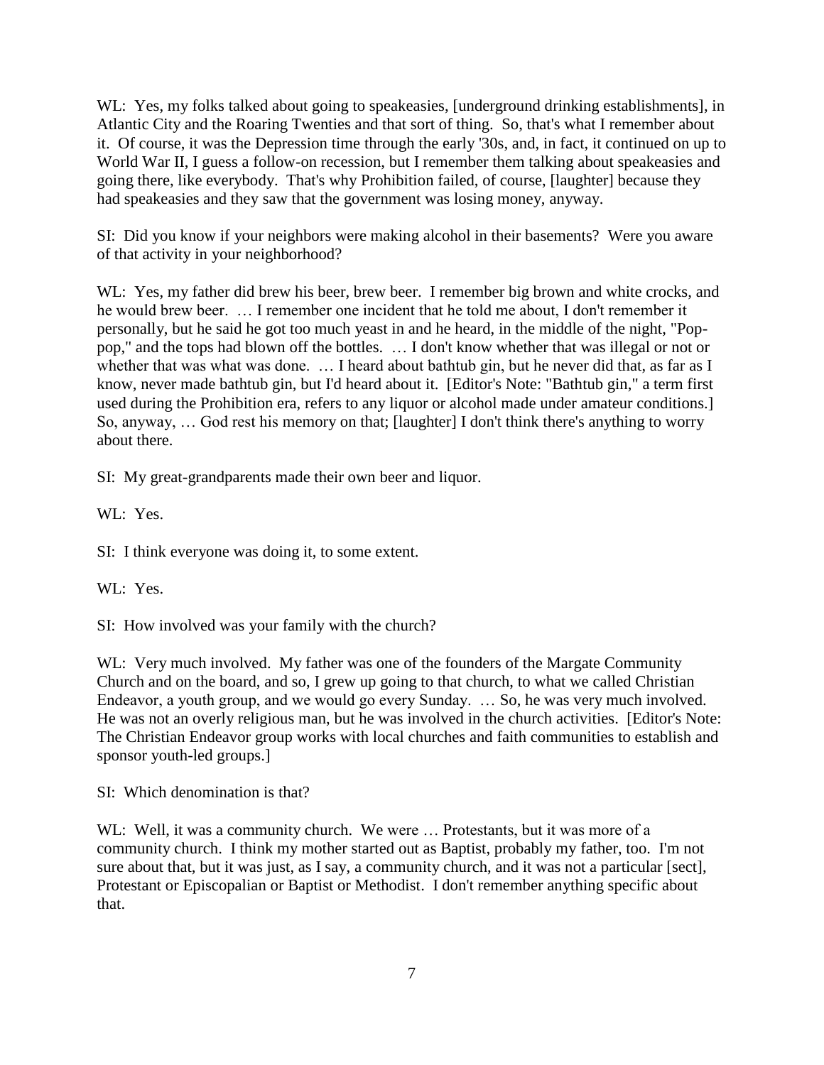WL: Yes, my folks talked about going to speakeasies, [underground drinking establishments], in Atlantic City and the Roaring Twenties and that sort of thing. So, that's what I remember about it. Of course, it was the Depression time through the early '30s, and, in fact, it continued on up to World War II, I guess a follow-on recession, but I remember them talking about speakeasies and going there, like everybody. That's why Prohibition failed, of course, [laughter] because they had speakeasies and they saw that the government was losing money, anyway.

SI: Did you know if your neighbors were making alcohol in their basements? Were you aware of that activity in your neighborhood?

WL: Yes, my father did brew his beer, brew beer. I remember big brown and white crocks, and he would brew beer. … I remember one incident that he told me about, I don't remember it personally, but he said he got too much yeast in and he heard, in the middle of the night, "Pop-pop," and the tops had blown off the bottles. … I don't know whether that was illegal or not or whether that was what was done. … I heard about bathtub gin, but he never did that, as far as I know, never made bathtub gin, but I'd heard about it. [Editor's Note: "Bathtub gin," a term first used during the Prohibition era, refers to any liquor or alcohol made under amateur conditions.] So, anyway, … God rest his memory on that; [laughter] I don't think there's anything to worry about there.

SI: My great-grandparents made their own beer and liquor.

WL: Yes.

SI: I think everyone was doing it, to some extent.

WL: Yes.

SI: How involved was your family with the church?

WL: Very much involved. My father was one of the founders of the Margate Community Church and on the board, and so, I grew up going to that church, to what we called Christian Endeavor, a youth group, and we would go every Sunday. … So, he was very much involved. He was not an overly religious man, but he was involved in the church activities. [Editor's Note: The Christian Endeavor group works with local churches and faith communities to establish and sponsor youth-led groups.]

SI: Which denomination is that?

WL: Well, it was a community church. We were … Protestants, but it was more of a community church. I think my mother started out as Baptist, probably my father, too. I'm not sure about that, but it was just, as I say, a community church, and it was not a particular [sect], Protestant or Episcopalian or Baptist or Methodist. I don't remember anything specific about that.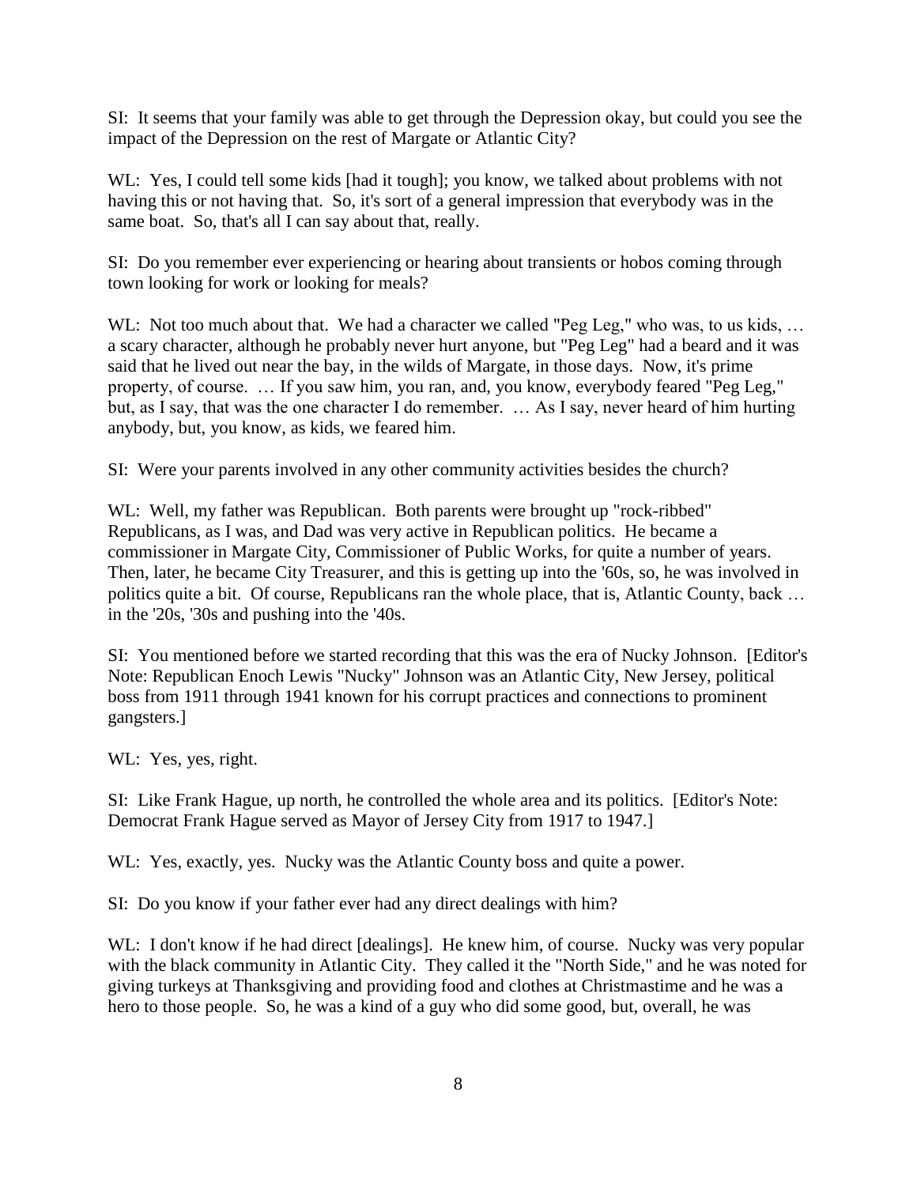SI: It seems that your family was able to get through the Depression okay, but could you see the impact of the Depression on the rest of Margate or Atlantic City?

WL: Yes, I could tell some kids [had it tough]; you know, we talked about problems with not having this or not having that. So, it's sort of a general impression that everybody was in the same boat. So, that's all I can say about that, really.

SI: Do you remember ever experiencing or hearing about transients or hobos coming through town looking for work or looking for meals?

WL: Not too much about that. We had a character we called "Peg Leg," who was, to us kids, … a scary character, although he probably never hurt anyone, but "Peg Leg" had a beard and it was said that he lived out near the bay, in the wilds of Margate, in those days. Now, it's prime property, of course. … If you saw him, you ran, and, you know, everybody feared "Peg Leg," but, as I say, that was the one character I do remember. … As I say, never heard of him hurting anybody, but, you know, as kids, we feared him.

SI: Were your parents involved in any other community activities besides the church?

WL: Well, my father was Republican. Both parents were brought up "rock-ribbed" Republicans, as I was, and Dad was very active in Republican politics. He became a commissioner in Margate City, Commissioner of Public Works, for quite a number of years. Then, later, he became City Treasurer, and this is getting up into the '60s, so, he was involved in politics quite a bit. Of course, Republicans ran the whole place, that is, Atlantic County, back … in the '20s, '30s and pushing into the '40s.

SI: You mentioned before we started recording that this was the era of Nucky Johnson. [Editor's Note: Republican Enoch Lewis "Nucky" Johnson was an Atlantic City, New Jersey, political boss from 1911 through 1941 known for his corrupt practices and connections to prominent gangsters.]

WL: Yes, yes, right.

SI: Like Frank Hague, up north, he controlled the whole area and its politics. [Editor's Note: Democrat Frank Hague served as Mayor of Jersey City from 1917 to 1947.]

WL: Yes, exactly, yes. Nucky was the Atlantic County boss and quite a power.

SI: Do you know if your father ever had any direct dealings with him?

WL: I don't know if he had direct [dealings]. He knew him, of course. Nucky was very popular with the black community in Atlantic City. They called it the "North Side," and he was noted for giving turkeys at Thanksgiving and providing food and clothes at Christmastime and he was a hero to those people. So, he was a kind of a guy who did some good, but, overall, he was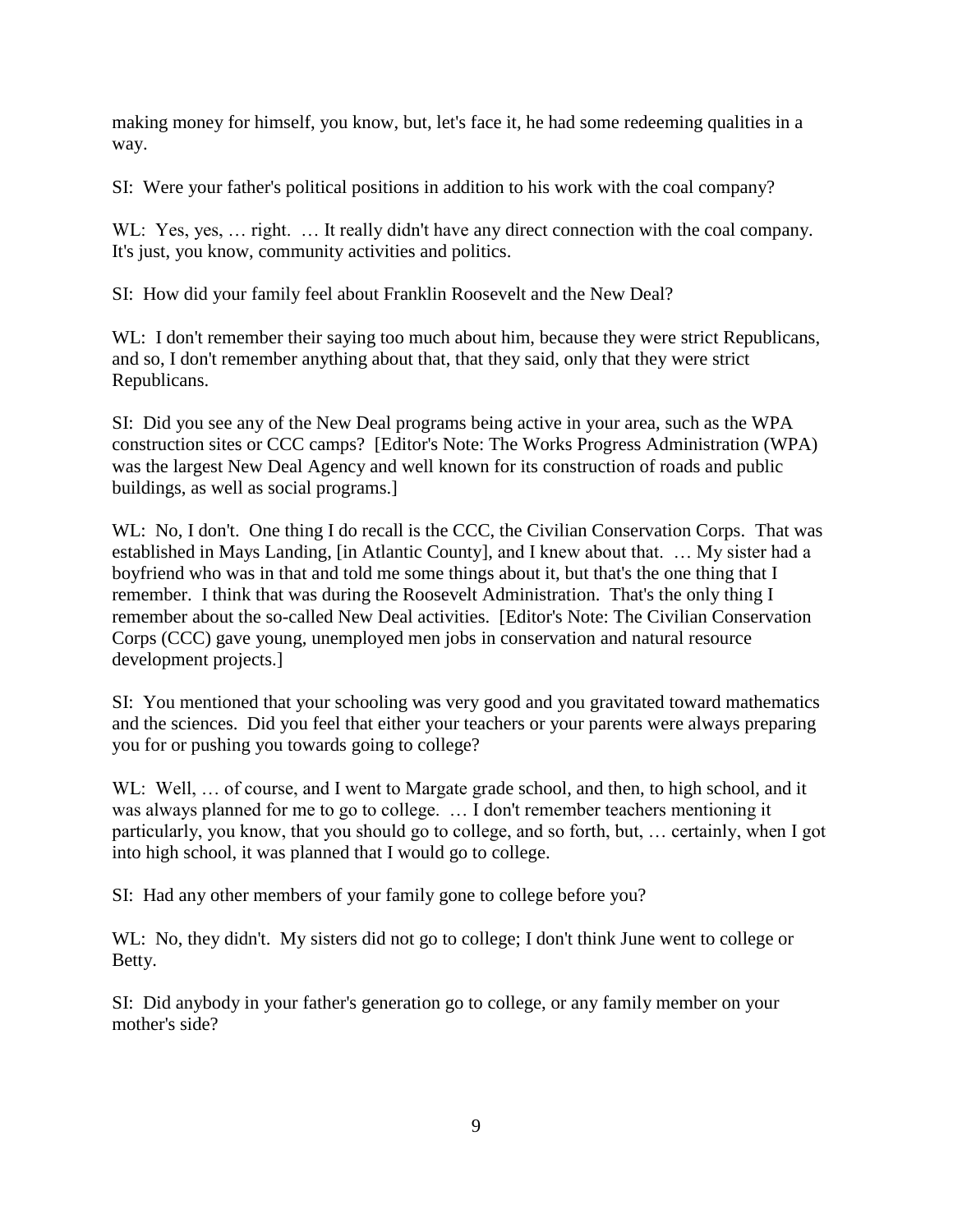making money for himself, you know, but, let's face it, he had some redeeming qualities in a way.

SI: Were your father's political positions in addition to his work with the coal company?

WL: Yes, yes, … right. … It really didn't have any direct connection with the coal company. It's just, you know, community activities and politics.

SI: How did your family feel about Franklin Roosevelt and the New Deal?

WL: I don't remember their saying too much about him, because they were strict Republicans, and so, I don't remember anything about that, that they said, only that they were strict Republicans.

SI: Did you see any of the New Deal programs being active in your area, such as the WPA construction sites or CCC camps? [Editor's Note: The Works Progress Administration (WPA) was the largest New Deal Agency and well known for its construction of roads and public buildings, as well as social programs.]

WL: No, I don't. One thing I do recall is the CCC, the Civilian Conservation Corps. That was established in Mays Landing, [in Atlantic County], and I knew about that. … My sister had a boyfriend who was in that and told me some things about it, but that's the one thing that I remember. I think that was during the Roosevelt Administration. That's the only thing I remember about the so-called New Deal activities. [Editor's Note: The Civilian Conservation Corps (CCC) gave young, unemployed men jobs in conservation and natural resource development projects.]

SI: You mentioned that your schooling was very good and you gravitated toward mathematics and the sciences. Did you feel that either your teachers or your parents were always preparing you for or pushing you towards going to college?

WL: Well, … of course, and I went to Margate grade school, and then, to high school, and it was always planned for me to go to college. … I don't remember teachers mentioning it particularly, you know, that you should go to college, and so forth, but, … certainly, when I got into high school, it was planned that I would go to college.

SI: Had any other members of your family gone to college before you?

WL: No, they didn't. My sisters did not go to college; I don't think June went to college or Betty.

SI: Did anybody in your father's generation go to college, or any family member on your mother's side?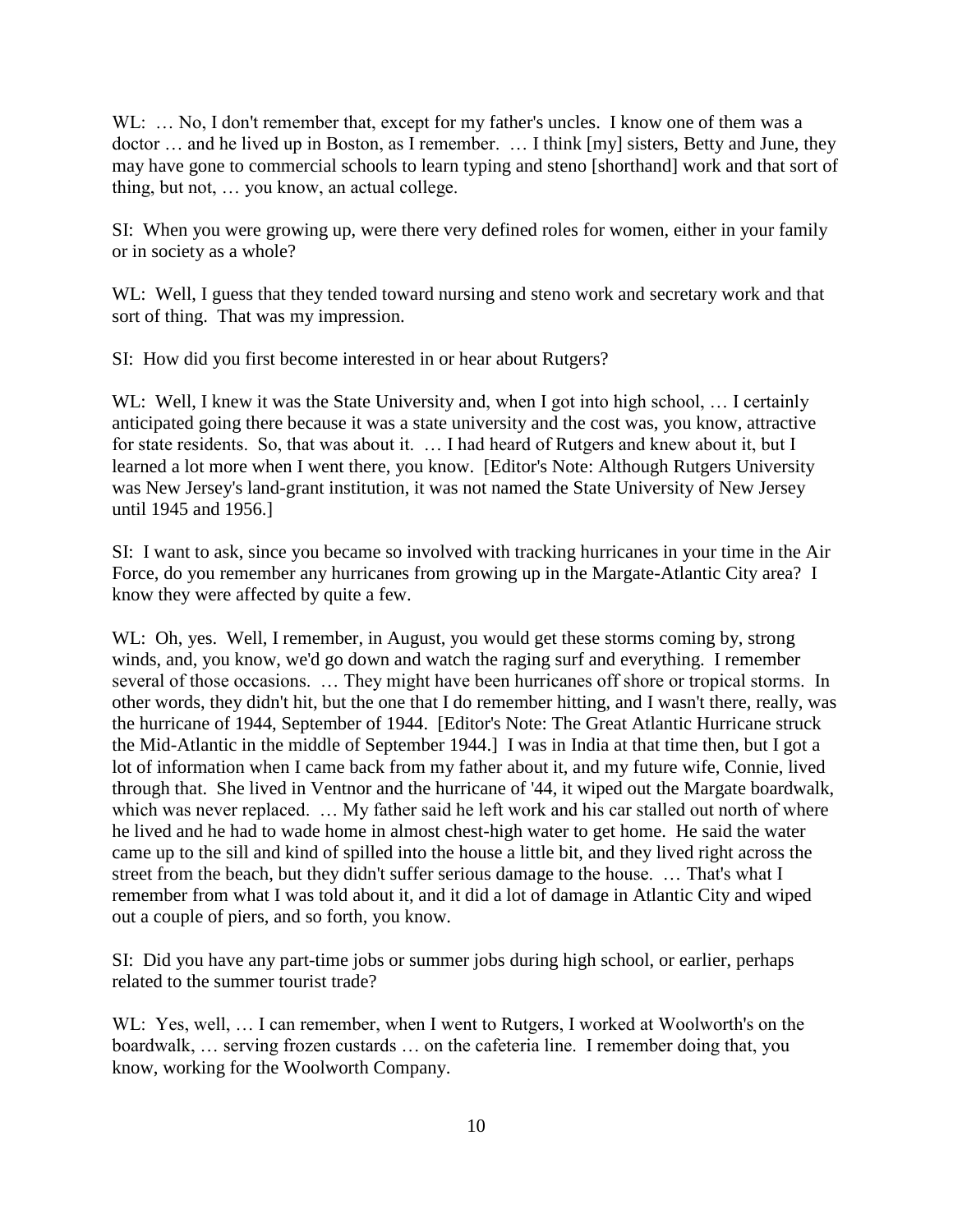WL: … No, I don't remember that, except for my father's uncles. I know one of them was a doctor … and he lived up in Boston, as I remember. … I think [my] sisters, Betty and June, they may have gone to commercial schools to learn typing and steno [shorthand] work and that sort of thing, but not, … you know, an actual college.

SI: When you were growing up, were there very defined roles for women, either in your family or in society as a whole?

WL: Well, I guess that they tended toward nursing and steno work and secretary work and that sort of thing. That was my impression.

SI: How did you first become interested in or hear about Rutgers?

WL: Well, I knew it was the State University and, when I got into high school, … I certainly anticipated going there because it was a state university and the cost was, you know, attractive for state residents. So, that was about it. … I had heard of Rutgers and knew about it, but I learned a lot more when I went there, you know. [Editor's Note: Although Rutgers University was New Jersey's land-grant institution, it was not named the State University of New Jersey until 1945 and 1956.]

SI: I want to ask, since you became so involved with tracking hurricanes in your time in the Air Force, do you remember any hurricanes from growing up in the Margate-Atlantic City area? I know they were affected by quite a few.

WL: Oh, yes. Well, I remember, in August, you would get these storms coming by, strong winds, and, you know, we'd go down and watch the raging surf and everything. I remember several of those occasions. … They might have been hurricanes off shore or tropical storms. In other words, they didn't hit, but the one that I do remember hitting, and I wasn't there, really, was the hurricane of 1944, September of 1944. [Editor's Note: The Great Atlantic Hurricane struck the Mid-Atlantic in the middle of September 1944.] I was in India at that time then, but I got a lot of information when I came back from my father about it, and my future wife, Connie, lived through that. She lived in Ventnor and the hurricane of '44, it wiped out the Margate boardwalk, which was never replaced. … My father said he left work and his car stalled out north of where he lived and he had to wade home in almost chest-high water to get home. He said the water came up to the sill and kind of spilled into the house a little bit, and they lived right across the street from the beach, but they didn't suffer serious damage to the house. … That's what I remember from what I was told about it, and it did a lot of damage in Atlantic City and wiped out a couple of piers, and so forth, you know.

SI: Did you have any part-time jobs or summer jobs during high school, or earlier, perhaps related to the summer tourist trade?

WL: Yes, well, … I can remember, when I went to Rutgers, I worked at Woolworth's on the boardwalk, … serving frozen custards … on the cafeteria line. I remember doing that, you know, working for the Woolworth Company.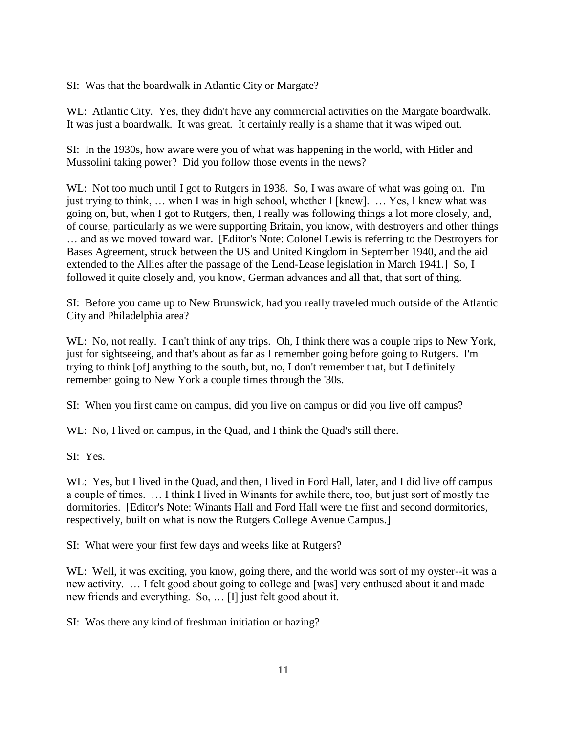SI: Was that the boardwalk in Atlantic City or Margate?

WL: Atlantic City. Yes, they didn't have any commercial activities on the Margate boardwalk. It was just a boardwalk. It was great. It certainly really is a shame that it was wiped out.

SI: In the 1930s, how aware were you of what was happening in the world, with Hitler and Mussolini taking power? Did you follow those events in the news?

WL: Not too much until I got to Rutgers in 1938. So, I was aware of what was going on. I'm just trying to think, … when I was in high school, whether I [knew]. … Yes, I knew what was going on, but, when I got to Rutgers, then, I really was following things a lot more closely, and, of course, particularly as we were supporting Britain, you know, with destroyers and other things … and as we moved toward war. [Editor's Note: Colonel Lewis is referring to the Destroyers for Bases Agreement, struck between the US and United Kingdom in September 1940, and the aid extended to the Allies after the passage of the Lend-Lease legislation in March 1941.] So, I followed it quite closely and, you know, German advances and all that, that sort of thing.

SI: Before you came up to New Brunswick, had you really traveled much outside of the Atlantic City and Philadelphia area?

WL: No, not really. I can't think of any trips. Oh, I think there was a couple trips to New York, just for sightseeing, and that's about as far as I remember going before going to Rutgers. I'm trying to think [of] anything to the south, but, no, I don't remember that, but I definitely remember going to New York a couple times through the '30s.

SI: When you first came on campus, did you live on campus or did you live off campus?

WL: No, I lived on campus, in the Quad, and I think the Quad's still there.

SI: Yes.

WL: Yes, but I lived in the Quad, and then, I lived in Ford Hall, later, and I did live off campus a couple of times. … I think I lived in Winants for awhile there, too, but just sort of mostly the dormitories. [Editor's Note: Winants Hall and Ford Hall were the first and second dormitories, respectively, built on what is now the Rutgers College Avenue Campus.]

SI: What were your first few days and weeks like at Rutgers?

WL: Well, it was exciting, you know, going there, and the world was sort of my oyster--it was a new activity. … I felt good about going to college and [was] very enthused about it and made new friends and everything. So, … [I] just felt good about it.

SI: Was there any kind of freshman initiation or hazing?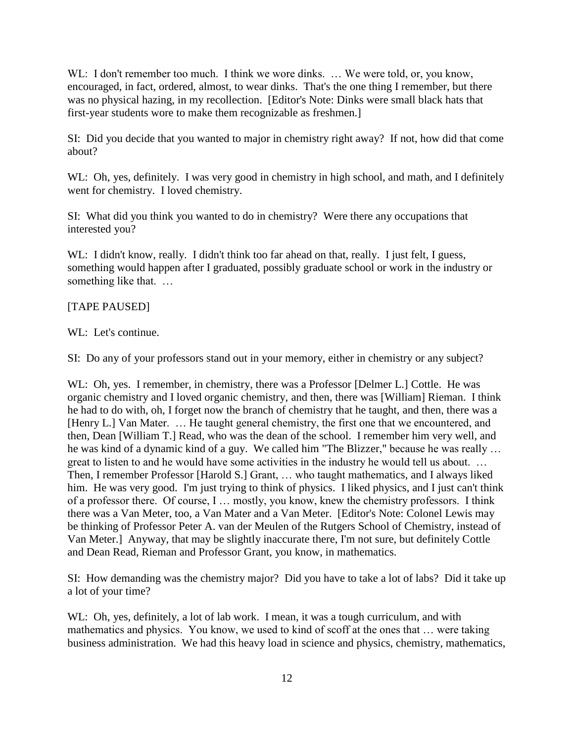WL: I don't remember too much. I think we wore dinks. … We were told, or, you know, encouraged, in fact, ordered, almost, to wear dinks. That's the one thing I remember, but there was no physical hazing, in my recollection. [Editor's Note: Dinks were small black hats that first-year students wore to make them recognizable as freshmen.]

SI: Did you decide that you wanted to major in chemistry right away? If not, how did that come about?

WL: Oh, yes, definitely. I was very good in chemistry in high school, and math, and I definitely went for chemistry. I loved chemistry.

SI: What did you think you wanted to do in chemistry? Were there any occupations that interested you?

WL: I didn't know, really. I didn't think too far ahead on that, really. I just felt, I guess, something would happen after I graduated, possibly graduate school or work in the industry or something like that. …

[TAPE PAUSED]

WL: Let's continue.

SI: Do any of your professors stand out in your memory, either in chemistry or any subject?

WL: Oh, yes. I remember, in chemistry, there was a Professor [Delmer L.] Cottle. He was organic chemistry and I loved organic chemistry, and then, there was [William] Rieman. I think he had to do with, oh, I forget now the branch of chemistry that he taught, and then, there was a [Henry L.] Van Mater. … He taught general chemistry, the first one that we encountered, and then, Dean [William T.] Read, who was the dean of the school. I remember him very well, and he was kind of a dynamic kind of a guy. We called him "The Blizzer," because he was really … great to listen to and he would have some activities in the industry he would tell us about. … Then, I remember Professor [Harold S.] Grant, … who taught mathematics, and I always liked him. He was very good. I'm just trying to think of physics. I liked physics, and I just can't think of a professor there. Of course, I … mostly, you know, knew the chemistry professors. I think there was a Van Meter, too, a Van Mater and a Van Meter. [Editor's Note: Colonel Lewis may be thinking of Professor Peter A. van der Meulen of the Rutgers School of Chemistry, instead of Van Meter.] Anyway, that may be slightly inaccurate there, I'm not sure, but definitely Cottle and Dean Read, Rieman and Professor Grant, you know, in mathematics.

SI: How demanding was the chemistry major? Did you have to take a lot of labs? Did it take up a lot of your time?

WL: Oh, yes, definitely, a lot of lab work. I mean, it was a tough curriculum, and with mathematics and physics. You know, we used to kind of scoff at the ones that … were taking business administration. We had this heavy load in science and physics, chemistry, mathematics,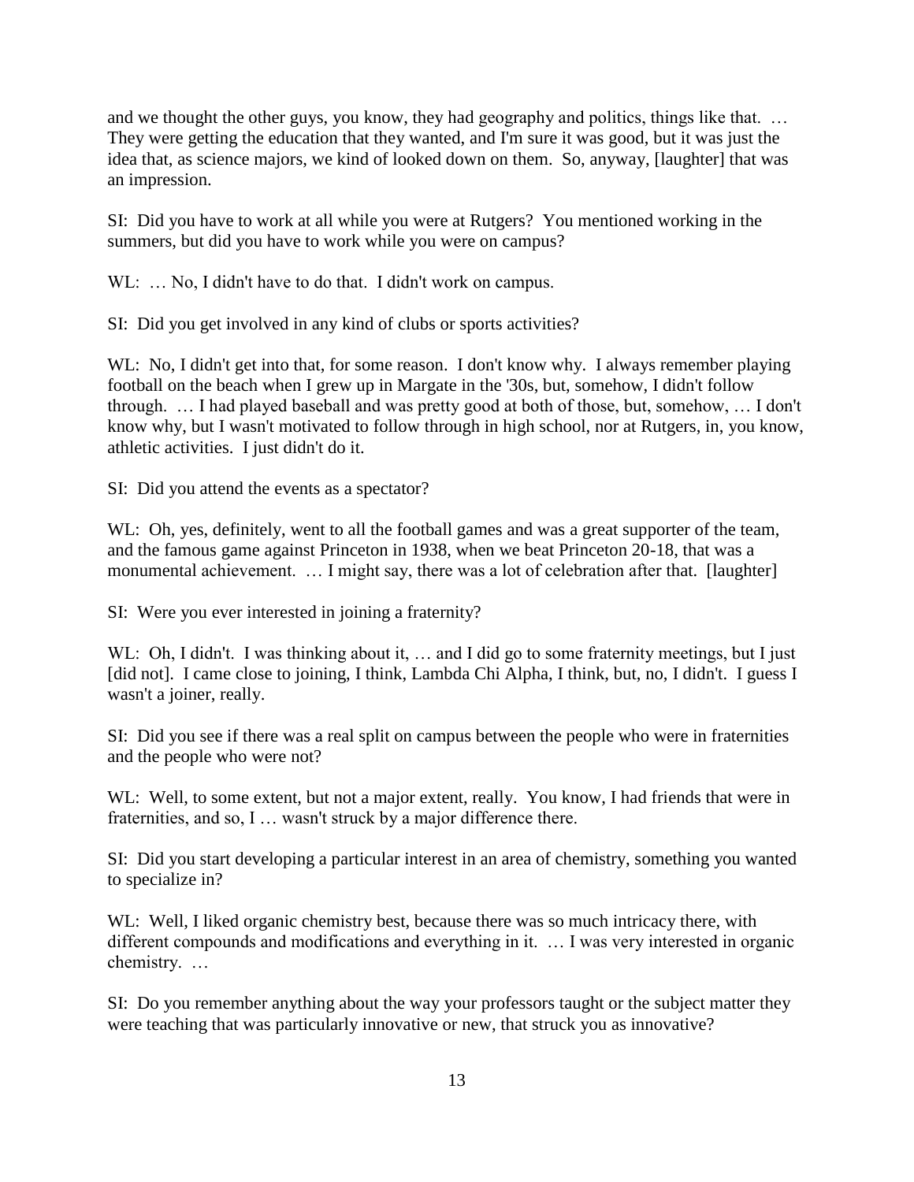and we thought the other guys, you know, they had geography and politics, things like that. … They were getting the education that they wanted, and I'm sure it was good, but it was just the idea that, as science majors, we kind of looked down on them. So, anyway, [laughter] that was an impression.

SI: Did you have to work at all while you were at Rutgers? You mentioned working in the summers, but did you have to work while you were on campus?

WL: … No, I didn't have to do that. I didn't work on campus.

SI: Did you get involved in any kind of clubs or sports activities?

WL: No, I didn't get into that, for some reason. I don't know why. I always remember playing football on the beach when I grew up in Margate in the '30s, but, somehow, I didn't follow through. … I had played baseball and was pretty good at both of those, but, somehow, … I don't know why, but I wasn't motivated to follow through in high school, nor at Rutgers, in, you know, athletic activities. I just didn't do it.

SI: Did you attend the events as a spectator?

WL: Oh, yes, definitely, went to all the football games and was a great supporter of the team, and the famous game against Princeton in 1938, when we beat Princeton 20-18, that was a monumental achievement. … I might say, there was a lot of celebration after that. [laughter]

SI: Were you ever interested in joining a fraternity?

WL: Oh, I didn't. I was thinking about it, … and I did go to some fraternity meetings, but I just [did not]. I came close to joining, I think, Lambda Chi Alpha, I think, but, no, I didn't. I guess I wasn't a joiner, really.

SI: Did you see if there was a real split on campus between the people who were in fraternities and the people who were not?

WL: Well, to some extent, but not a major extent, really. You know, I had friends that were in fraternities, and so, I … wasn't struck by a major difference there.

SI: Did you start developing a particular interest in an area of chemistry, something you wanted to specialize in?

WL: Well, I liked organic chemistry best, because there was so much intricacy there, with different compounds and modifications and everything in it. … I was very interested in organic chemistry. …

SI: Do you remember anything about the way your professors taught or the subject matter they were teaching that was particularly innovative or new, that struck you as innovative?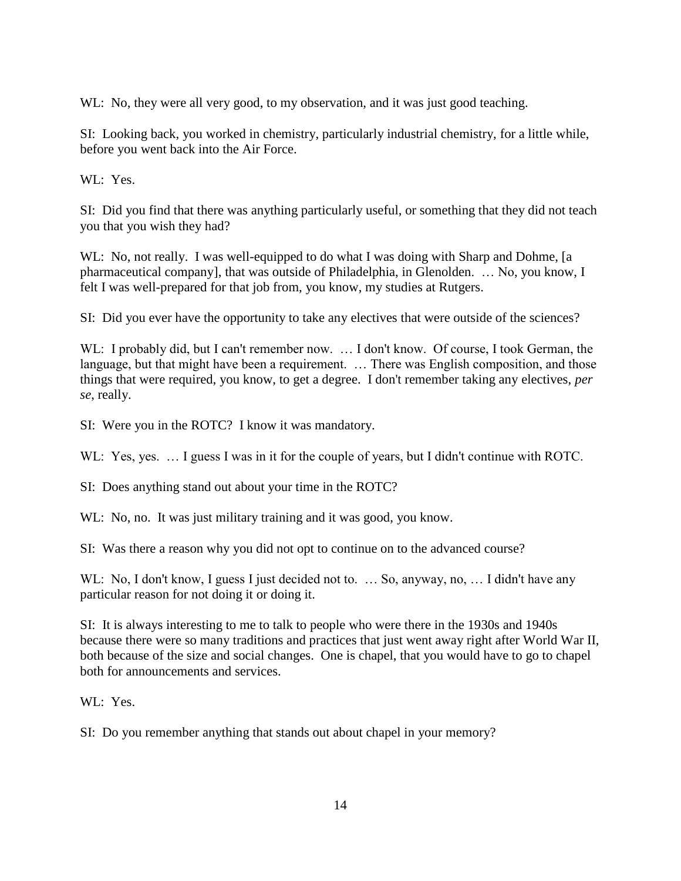WL: No, they were all very good, to my observation, and it was just good teaching.

SI: Looking back, you worked in chemistry, particularly industrial chemistry, for a little while, before you went back into the Air Force.

WL: Yes.

SI: Did you find that there was anything particularly useful, or something that they did not teach you that you wish they had?

WL: No, not really. I was well-equipped to do what I was doing with Sharp and Dohme, [a pharmaceutical company], that was outside of Philadelphia, in Glenolden. … No, you know, I felt I was well-prepared for that job from, you know, my studies at Rutgers.

SI: Did you ever have the opportunity to take any electives that were outside of the sciences?

WL: I probably did, but I can't remember now. … I don't know. Of course, I took German, the language, but that might have been a requirement. … There was English composition, and those things that were required, you know, to get a degree. I don't remember taking any electives, *per se*, really.

SI: Were you in the ROTC? I know it was mandatory.

WL: Yes, yes. … I guess I was in it for the couple of years, but I didn't continue with ROTC.

SI: Does anything stand out about your time in the ROTC?

WL: No, no. It was just military training and it was good, you know.

SI: Was there a reason why you did not opt to continue on to the advanced course?

WL: No, I don't know, I guess I just decided not to. … So, anyway, no, … I didn't have any particular reason for not doing it or doing it.

SI: It is always interesting to me to talk to people who were there in the 1930s and 1940s because there were so many traditions and practices that just went away right after World War II, both because of the size and social changes. One is chapel, that you would have to go to chapel both for announcements and services.

WL: Yes.

SI: Do you remember anything that stands out about chapel in your memory?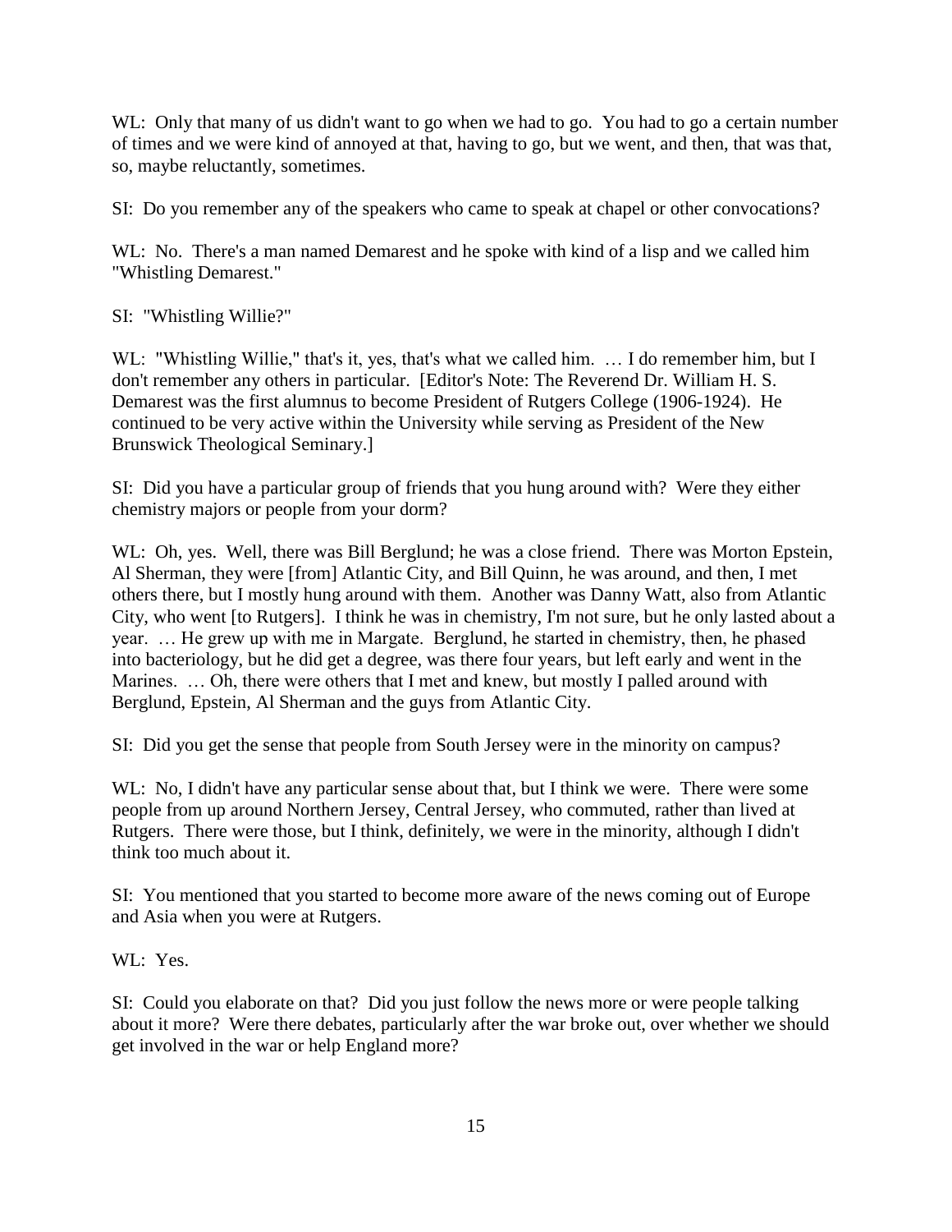WL: Only that many of us didn't want to go when we had to go. You had to go a certain number of times and we were kind of annoyed at that, having to go, but we went, and then, that was that, so, maybe reluctantly, sometimes.

SI: Do you remember any of the speakers who came to speak at chapel or other convocations?

WL: No. There's a man named Demarest and he spoke with kind of a lisp and we called him "Whistling Demarest."

SI: "Whistling Willie?"

WL: "Whistling Willie," that's it, yes, that's what we called him. … I do remember him, but I don't remember any others in particular. [Editor's Note: The Reverend Dr. William H. S. Demarest was the first alumnus to become President of Rutgers College (1906-1924). He continued to be very active within the University while serving as President of the New Brunswick Theological Seminary.]

SI: Did you have a particular group of friends that you hung around with? Were they either chemistry majors or people from your dorm?

WL: Oh, yes. Well, there was Bill Berglund; he was a close friend. There was Morton Epstein, Al Sherman, they were [from] Atlantic City, and Bill Quinn, he was around, and then, I met others there, but I mostly hung around with them. Another was Danny Watt, also from Atlantic City, who went [to Rutgers]. I think he was in chemistry, I'm not sure, but he only lasted about a year. … He grew up with me in Margate. Berglund, he started in chemistry, then, he phased into bacteriology, but he did get a degree, was there four years, but left early and went in the Marines. … Oh, there were others that I met and knew, but mostly I palled around with Berglund, Epstein, Al Sherman and the guys from Atlantic City.

SI: Did you get the sense that people from South Jersey were in the minority on campus?

WL: No, I didn't have any particular sense about that, but I think we were. There were some people from up around Northern Jersey, Central Jersey, who commuted, rather than lived at Rutgers. There were those, but I think, definitely, we were in the minority, although I didn't think too much about it.

SI: You mentioned that you started to become more aware of the news coming out of Europe and Asia when you were at Rutgers.

WL: Yes.

SI: Could you elaborate on that? Did you just follow the news more or were people talking about it more? Were there debates, particularly after the war broke out, over whether we should get involved in the war or help England more?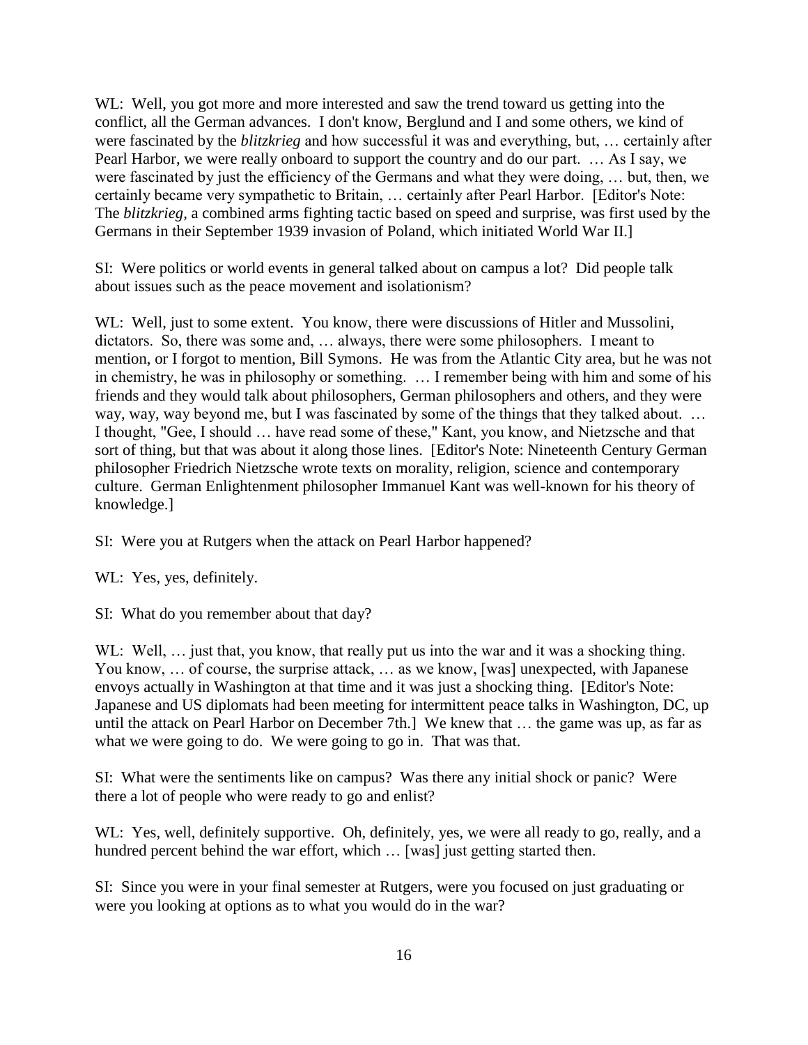WL: Well, you got more and more interested and saw the trend toward us getting into the conflict, all the German advances. I don't know, Berglund and I and some others, we kind of were fascinated by the *blitzkrieg* and how successful it was and everything, but, … certainly after Pearl Harbor, we were really onboard to support the country and do our part. … As I say, we were fascinated by just the efficiency of the Germans and what they were doing, … but, then, we certainly became very sympathetic to Britain, … certainly after Pearl Harbor. [Editor's Note: The *blitzkrieg*, a combined arms fighting tactic based on speed and surprise, was first used by the Germans in their September 1939 invasion of Poland, which initiated World War II.]

SI: Were politics or world events in general talked about on campus a lot? Did people talk about issues such as the peace movement and isolationism?

WL: Well, just to some extent. You know, there were discussions of Hitler and Mussolini, dictators. So, there was some and, … always, there were some philosophers. I meant to mention, or I forgot to mention, Bill Symons. He was from the Atlantic City area, but he was not in chemistry, he was in philosophy or something. … I remember being with him and some of his friends and they would talk about philosophers, German philosophers and others, and they were way, way, way beyond me, but I was fascinated by some of the things that they talked about. … I thought, "Gee, I should … have read some of these," Kant, you know, and Nietzsche and that sort of thing, but that was about it along those lines. [Editor's Note: Nineteenth Century German philosopher Friedrich Nietzsche wrote texts on morality, religion, science and contemporary culture. German Enlightenment philosopher Immanuel Kant was well-known for his theory of knowledge.]

SI: Were you at Rutgers when the attack on Pearl Harbor happened?

WL: Yes, yes, definitely.

SI: What do you remember about that day?

WL: Well, … just that, you know, that really put us into the war and it was a shocking thing. You know, … of course, the surprise attack, … as we know, [was] unexpected, with Japanese envoys actually in Washington at that time and it was just a shocking thing. [Editor's Note: Japanese and US diplomats had been meeting for intermittent peace talks in Washington, DC, up until the attack on Pearl Harbor on December 7th.] We knew that … the game was up, as far as what we were going to do. We were going to go in. That was that.

SI: What were the sentiments like on campus? Was there any initial shock or panic? Were there a lot of people who were ready to go and enlist?

WL: Yes, well, definitely supportive. Oh, definitely, yes, we were all ready to go, really, and a hundred percent behind the war effort, which … [was] just getting started then.

SI: Since you were in your final semester at Rutgers, were you focused on just graduating or were you looking at options as to what you would do in the war?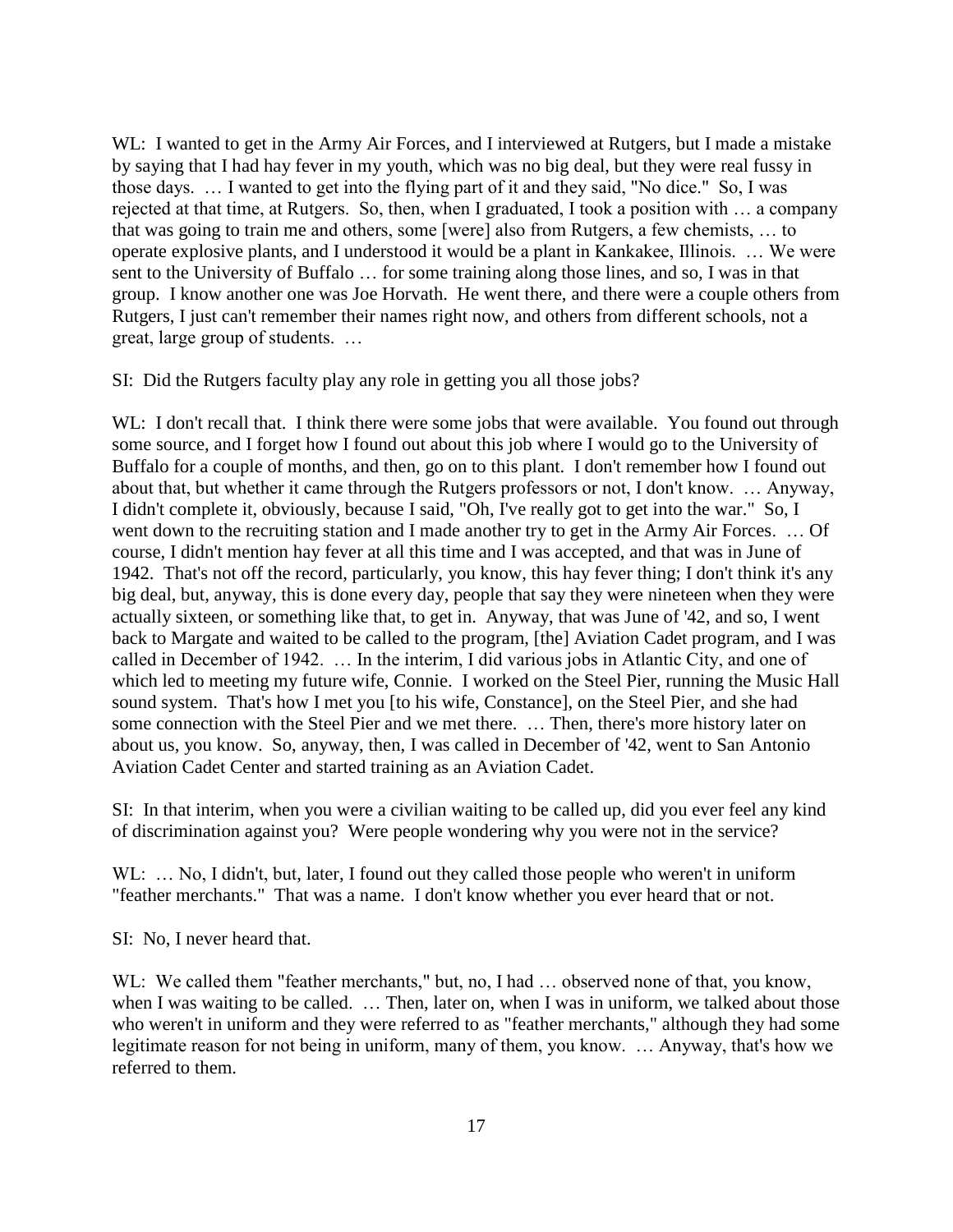WL: I wanted to get in the Army Air Forces, and I interviewed at Rutgers, but I made a mistake by saying that I had hay fever in my youth, which was no big deal, but they were real fussy in those days. … I wanted to get into the flying part of it and they said, "No dice." So, I was rejected at that time, at Rutgers. So, then, when I graduated, I took a position with … a company that was going to train me and others, some [were] also from Rutgers, a few chemists, … to operate explosive plants, and I understood it would be a plant in Kankakee, Illinois. … We were sent to the University of Buffalo … for some training along those lines, and so, I was in that group. I know another one was Joe Horvath. He went there, and there were a couple others from Rutgers, I just can't remember their names right now, and others from different schools, not a great, large group of students. …

SI: Did the Rutgers faculty play any role in getting you all those jobs?

WL: I don't recall that. I think there were some jobs that were available. You found out through some source, and I forget how I found out about this job where I would go to the University of Buffalo for a couple of months, and then, go on to this plant. I don't remember how I found out about that, but whether it came through the Rutgers professors or not, I don't know. … Anyway, I didn't complete it, obviously, because I said, "Oh, I've really got to get into the war." So, I went down to the recruiting station and I made another try to get in the Army Air Forces. … Of course, I didn't mention hay fever at all this time and I was accepted, and that was in June of 1942. That's not off the record, particularly, you know, this hay fever thing; I don't think it's any big deal, but, anyway, this is done every day, people that say they were nineteen when they were actually sixteen, or something like that, to get in. Anyway, that was June of '42, and so, I went back to Margate and waited to be called to the program, [the] Aviation Cadet program, and I was called in December of 1942. … In the interim, I did various jobs in Atlantic City, and one of which led to meeting my future wife, Connie. I worked on the Steel Pier, running the Music Hall sound system. That's how I met you [to his wife, Constance], on the Steel Pier, and she had some connection with the Steel Pier and we met there. … Then, there's more history later on about us, you know. So, anyway, then, I was called in December of '42, went to San Antonio Aviation Cadet Center and started training as an Aviation Cadet.

SI: In that interim, when you were a civilian waiting to be called up, did you ever feel any kind of discrimination against you? Were people wondering why you were not in the service?

WL: … No, I didn't, but, later, I found out they called those people who weren't in uniform "feather merchants." That was a name. I don't know whether you ever heard that or not.

SI: No, I never heard that.

WL: We called them "feather merchants," but, no, I had … observed none of that, you know, when I was waiting to be called. … Then, later on, when I was in uniform, we talked about those who weren't in uniform and they were referred to as "feather merchants," although they had some legitimate reason for not being in uniform, many of them, you know. … Anyway, that's how we referred to them.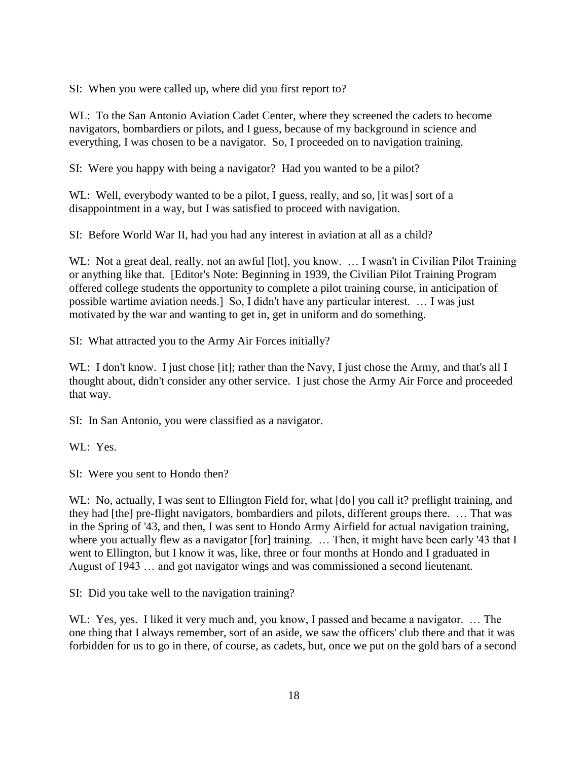SI: When you were called up, where did you first report to?

WL: To the San Antonio Aviation Cadet Center, where they screened the cadets to become navigators, bombardiers or pilots, and I guess, because of my background in science and everything, I was chosen to be a navigator. So, I proceeded on to navigation training.

SI: Were you happy with being a navigator? Had you wanted to be a pilot?

WL: Well, everybody wanted to be a pilot, I guess, really, and so, [it was] sort of a disappointment in a way, but I was satisfied to proceed with navigation.

SI: Before World War II, had you had any interest in aviation at all as a child?

WL: Not a great deal, really, not an awful [lot], you know. … I wasn't in Civilian Pilot Training or anything like that. [Editor's Note: Beginning in 1939, the Civilian Pilot Training Program offered college students the opportunity to complete a pilot training course, in anticipation of possible wartime aviation needs.] So, I didn't have any particular interest. … I was just motivated by the war and wanting to get in, get in uniform and do something.

SI: What attracted you to the Army Air Forces initially?

WL: I don't know. I just chose [it]; rather than the Navy, I just chose the Army, and that's all I thought about, didn't consider any other service. I just chose the Army Air Force and proceeded that way.

SI: In San Antonio, you were classified as a navigator.

WL: Yes.

SI: Were you sent to Hondo then?

WL: No, actually, I was sent to Ellington Field for, what [do] you call it? preflight training, and they had [the] pre-flight navigators, bombardiers and pilots, different groups there. … That was in the Spring of '43, and then, I was sent to Hondo Army Airfield for actual navigation training, where you actually flew as a navigator [for] training. … Then, it might have been early '43 that I went to Ellington, but I know it was, like, three or four months at Hondo and I graduated in August of 1943 … and got navigator wings and was commissioned a second lieutenant.

SI: Did you take well to the navigation training?

WL: Yes, yes. I liked it very much and, you know, I passed and became a navigator. … The one thing that I always remember, sort of an aside, we saw the officers' club there and that it was forbidden for us to go in there, of course, as cadets, but, once we put on the gold bars of a second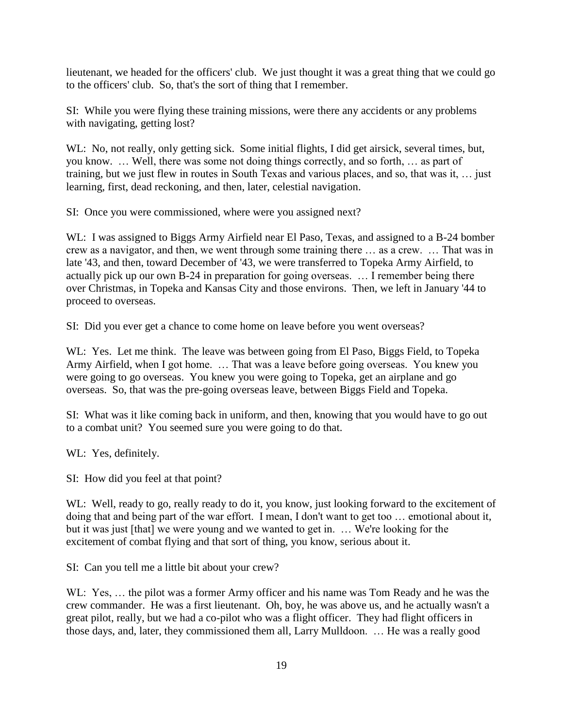lieutenant, we headed for the officers' club. We just thought it was a great thing that we could go to the officers' club. So, that's the sort of thing that I remember.

SI: While you were flying these training missions, were there any accidents or any problems with navigating, getting lost?

WL: No, not really, only getting sick. Some initial flights, I did get airsick, several times, but, you know. … Well, there was some not doing things correctly, and so forth, … as part of training, but we just flew in routes in South Texas and various places, and so, that was it, … just learning, first, dead reckoning, and then, later, celestial navigation.

SI: Once you were commissioned, where were you assigned next?

WL: I was assigned to Biggs Army Airfield near El Paso, Texas, and assigned to a B-24 bomber crew as a navigator, and then, we went through some training there … as a crew. … That was in late '43, and then, toward December of '43, we were transferred to Topeka Army Airfield, to actually pick up our own B-24 in preparation for going overseas. … I remember being there over Christmas, in Topeka and Kansas City and those environs. Then, we left in January '44 to proceed to overseas.

SI: Did you ever get a chance to come home on leave before you went overseas?

WL: Yes. Let me think. The leave was between going from El Paso, Biggs Field, to Topeka Army Airfield, when I got home. … That was a leave before going overseas. You knew you were going to go overseas. You knew you were going to Topeka, get an airplane and go overseas. So, that was the pre-going overseas leave, between Biggs Field and Topeka.

SI: What was it like coming back in uniform, and then, knowing that you would have to go out to a combat unit? You seemed sure you were going to do that.

WL: Yes, definitely.

SI: How did you feel at that point?

WL: Well, ready to go, really ready to do it, you know, just looking forward to the excitement of doing that and being part of the war effort. I mean, I don't want to get too … emotional about it, but it was just [that] we were young and we wanted to get in. … We're looking for the excitement of combat flying and that sort of thing, you know, serious about it.

SI: Can you tell me a little bit about your crew?

WL: Yes, … the pilot was a former Army officer and his name was Tom Ready and he was the crew commander. He was a first lieutenant. Oh, boy, he was above us, and he actually wasn't a great pilot, really, but we had a co-pilot who was a flight officer. They had flight officers in those days, and, later, they commissioned them all, Larry Mulldoon. … He was a really good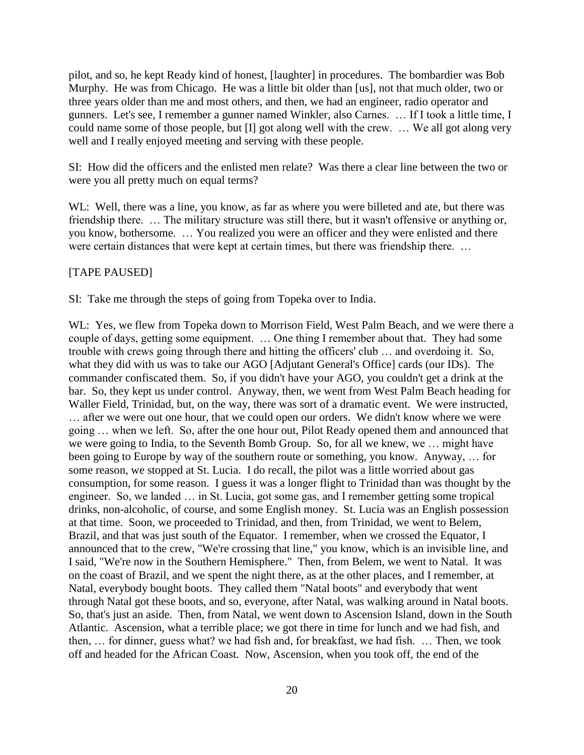pilot, and so, he kept Ready kind of honest, [laughter] in procedures. The bombardier was Bob Murphy. He was from Chicago. He was a little bit older than [us], not that much older, two or three years older than me and most others, and then, we had an engineer, radio operator and gunners. Let's see, I remember a gunner named Winkler, also Carnes. … If I took a little time, I could name some of those people, but [I] got along well with the crew. … We all got along very well and I really enjoyed meeting and serving with these people.

SI: How did the officers and the enlisted men relate? Was there a clear line between the two or were you all pretty much on equal terms?

WL: Well, there was a line, you know, as far as where you were billeted and ate, but there was friendship there. … The military structure was still there, but it wasn't offensive or anything or, you know, bothersome. … You realized you were an officer and they were enlisted and there were certain distances that were kept at certain times, but there was friendship there. …

[TAPE PAUSED]

SI: Take me through the steps of going from Topeka over to India.

WL: Yes, we flew from Topeka down to Morrison Field, West Palm Beach, and we were there a couple of days, getting some equipment. … One thing I remember about that. They had some trouble with crews going through there and hitting the officers' club … and overdoing it. So, what they did with us was to take our AGO [Adjutant General's Office] cards (our IDs). The commander confiscated them. So, if you didn't have your AGO, you couldn't get a drink at the bar. So, they kept us under control. Anyway, then, we went from West Palm Beach heading for Waller Field, Trinidad, but, on the way, there was sort of a dramatic event. We were instructed, … after we were out one hour, that we could open our orders. We didn't know where we were going … when we left. So, after the one hour out, Pilot Ready opened them and announced that we were going to India, to the Seventh Bomb Group. So, for all we knew, we … might have been going to Europe by way of the southern route or something, you know. Anyway, … for some reason, we stopped at St. Lucia. I do recall, the pilot was a little worried about gas consumption, for some reason. I guess it was a longer flight to Trinidad than was thought by the engineer. So, we landed … in St. Lucia, got some gas, and I remember getting some tropical drinks, non-alcoholic, of course, and some English money. St. Lucia was an English possession at that time. Soon, we proceeded to Trinidad, and then, from Trinidad, we went to Belem, Brazil, and that was just south of the Equator. I remember, when we crossed the Equator, I announced that to the crew, "We're crossing that line," you know, which is an invisible line, and I said, "We're now in the Southern Hemisphere." Then, from Belem, we went to Natal. It was on the coast of Brazil, and we spent the night there, as at the other places, and I remember, at Natal, everybody bought boots. They called them "Natal boots" and everybody that went through Natal got these boots, and so, everyone, after Natal, was walking around in Natal boots. So, that's just an aside. Then, from Natal, we went down to Ascension Island, down in the South Atlantic. Ascension, what a terrible place; we got there in time for lunch and we had fish, and then, … for dinner, guess what? we had fish and, for breakfast, we had fish. … Then, we took off and headed for the African Coast. Now, Ascension, when you took off, the end of the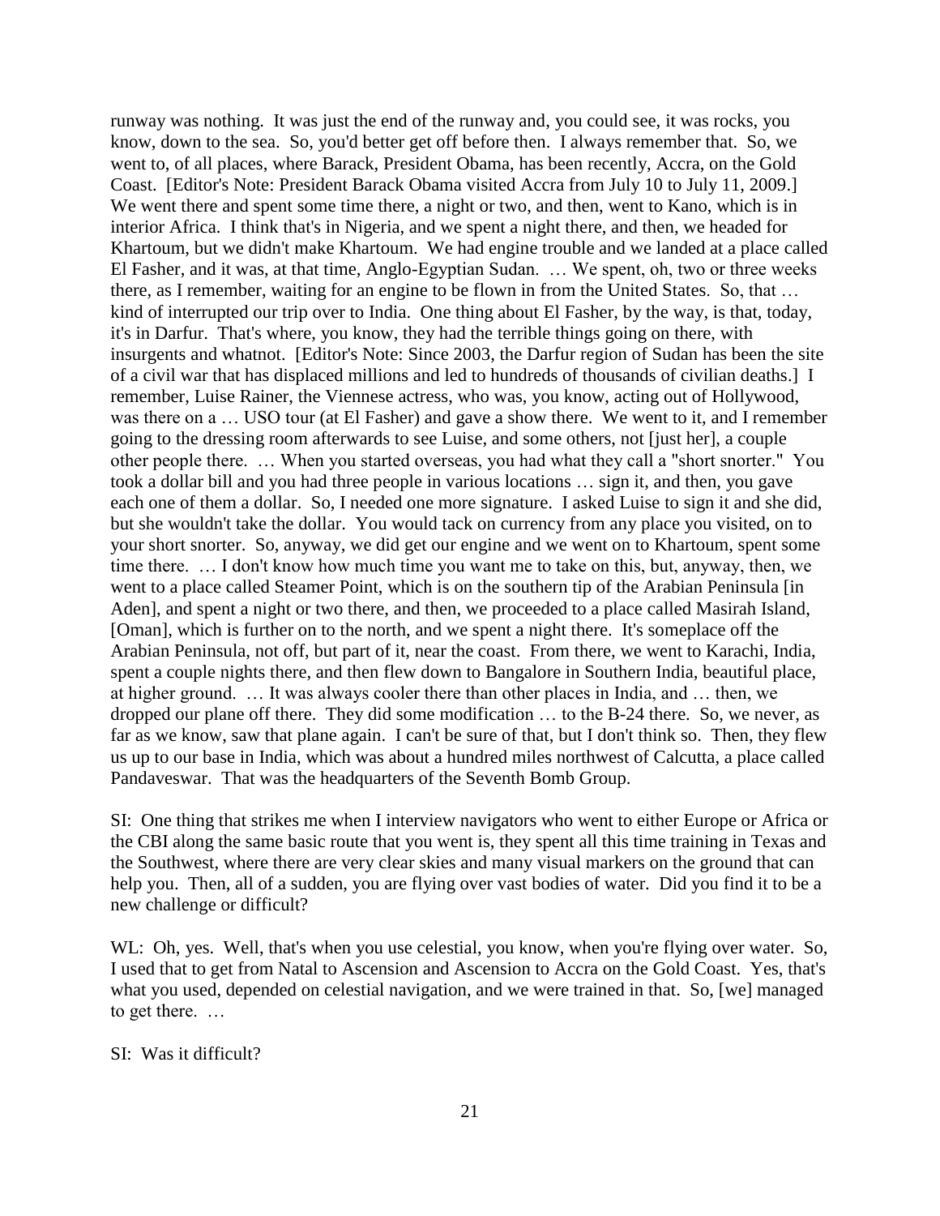runway was nothing. It was just the end of the runway and, you could see, it was rocks, you know, down to the sea. So, you'd better get off before then. I always remember that. So, we went to, of all places, where Barack, President Obama, has been recently, Accra, on the Gold Coast. [Editor's Note: President Barack Obama visited Accra from July 10 to July 11, 2009.] We went there and spent some time there, a night or two, and then, went to Kano, which is in interior Africa. I think that's in Nigeria, and we spent a night there, and then, we headed for Khartoum, but we didn't make Khartoum. We had engine trouble and we landed at a place called El Fasher, and it was, at that time, Anglo-Egyptian Sudan. … We spent, oh, two or three weeks there, as I remember, waiting for an engine to be flown in from the United States. So, that … kind of interrupted our trip over to India. One thing about El Fasher, by the way, is that, today, it's in Darfur. That's where, you know, they had the terrible things going on there, with insurgents and whatnot. [Editor's Note: Since 2003, the Darfur region of Sudan has been the site of a civil war that has displaced millions and led to hundreds of thousands of civilian deaths.] I remember, Luise Rainer, the Viennese actress, who was, you know, acting out of Hollywood, was there on a … USO tour (at El Fasher) and gave a show there. We went to it, and I remember going to the dressing room afterwards to see Luise, and some others, not [just her], a couple other people there. … When you started overseas, you had what they call a "short snorter." You took a dollar bill and you had three people in various locations … sign it, and then, you gave each one of them a dollar. So, I needed one more signature. I asked Luise to sign it and she did, but she wouldn't take the dollar. You would tack on currency from any place you visited, on to your short snorter. So, anyway, we did get our engine and we went on to Khartoum, spent some time there. … I don't know how much time you want me to take on this, but, anyway, then, we went to a place called Steamer Point, which is on the southern tip of the Arabian Peninsula [in Aden], and spent a night or two there, and then, we proceeded to a place called Masirah Island, [Oman], which is further on to the north, and we spent a night there. It's someplace off the Arabian Peninsula, not off, but part of it, near the coast. From there, we went to Karachi, India, spent a couple nights there, and then flew down to Bangalore in Southern India, beautiful place, at higher ground. … It was always cooler there than other places in India, and … then, we dropped our plane off there. They did some modification … to the B-24 there. So, we never, as far as we know, saw that plane again. I can't be sure of that, but I don't think so. Then, they flew us up to our base in India, which was about a hundred miles northwest of Calcutta, a place called Pandaveswar. That was the headquarters of the Seventh Bomb Group.

SI: One thing that strikes me when I interview navigators who went to either Europe or Africa or the CBI along the same basic route that you went is, they spent all this time training in Texas and the Southwest, where there are very clear skies and many visual markers on the ground that can help you. Then, all of a sudden, you are flying over vast bodies of water. Did you find it to be a new challenge or difficult?

WL: Oh, yes. Well, that's when you use celestial, you know, when you're flying over water. So, I used that to get from Natal to Ascension and Ascension to Accra on the Gold Coast. Yes, that's what you used, depended on celestial navigation, and we were trained in that. So, [we] managed to get there. …

SI: Was it difficult?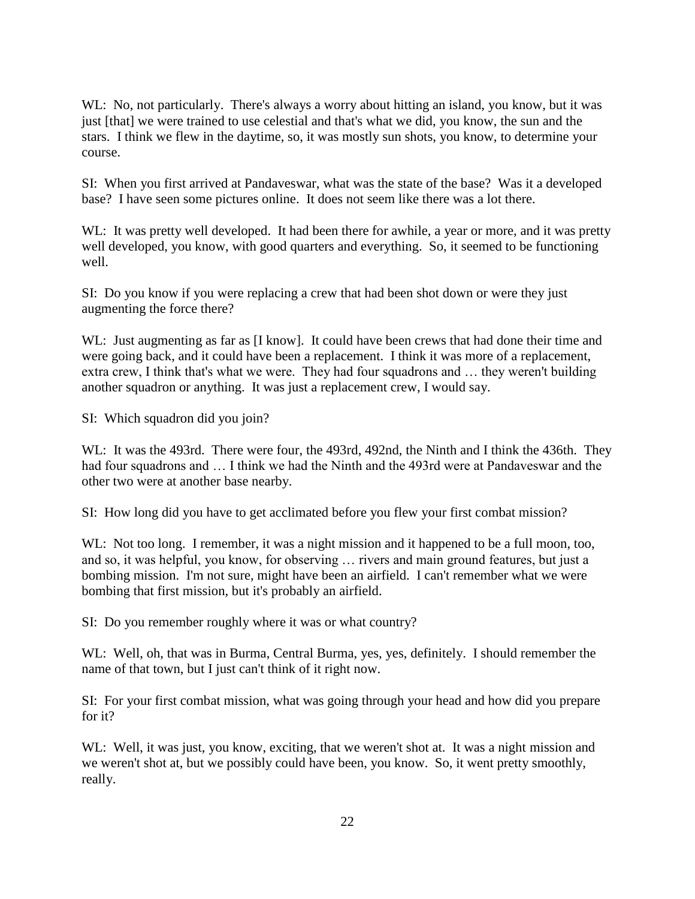WL: No, not particularly. There's always a worry about hitting an island, you know, but it was just [that] we were trained to use celestial and that's what we did, you know, the sun and the stars. I think we flew in the daytime, so, it was mostly sun shots, you know, to determine your course.

SI: When you first arrived at Pandaveswar, what was the state of the base? Was it a developed base? I have seen some pictures online. It does not seem like there was a lot there.

WL: It was pretty well developed. It had been there for awhile, a year or more, and it was pretty well developed, you know, with good quarters and everything. So, it seemed to be functioning well.

SI: Do you know if you were replacing a crew that had been shot down or were they just augmenting the force there?

WL: Just augmenting as far as [I know]. It could have been crews that had done their time and were going back, and it could have been a replacement. I think it was more of a replacement, extra crew, I think that's what we were. They had four squadrons and … they weren't building another squadron or anything. It was just a replacement crew, I would say.

SI: Which squadron did you join?

WL: It was the 493rd. There were four, the 493rd, 492nd, the Ninth and I think the 436th. They had four squadrons and … I think we had the Ninth and the 493rd were at Pandaveswar and the other two were at another base nearby.

SI: How long did you have to get acclimated before you flew your first combat mission?

WL: Not too long. I remember, it was a night mission and it happened to be a full moon, too, and so, it was helpful, you know, for observing … rivers and main ground features, but just a bombing mission. I'm not sure, might have been an airfield. I can't remember what we were bombing that first mission, but it's probably an airfield.

SI: Do you remember roughly where it was or what country?

WL: Well, oh, that was in Burma, Central Burma, yes, yes, definitely. I should remember the name of that town, but I just can't think of it right now.

SI: For your first combat mission, what was going through your head and how did you prepare for it?

WL: Well, it was just, you know, exciting, that we weren't shot at. It was a night mission and we weren't shot at, but we possibly could have been, you know. So, it went pretty smoothly, really.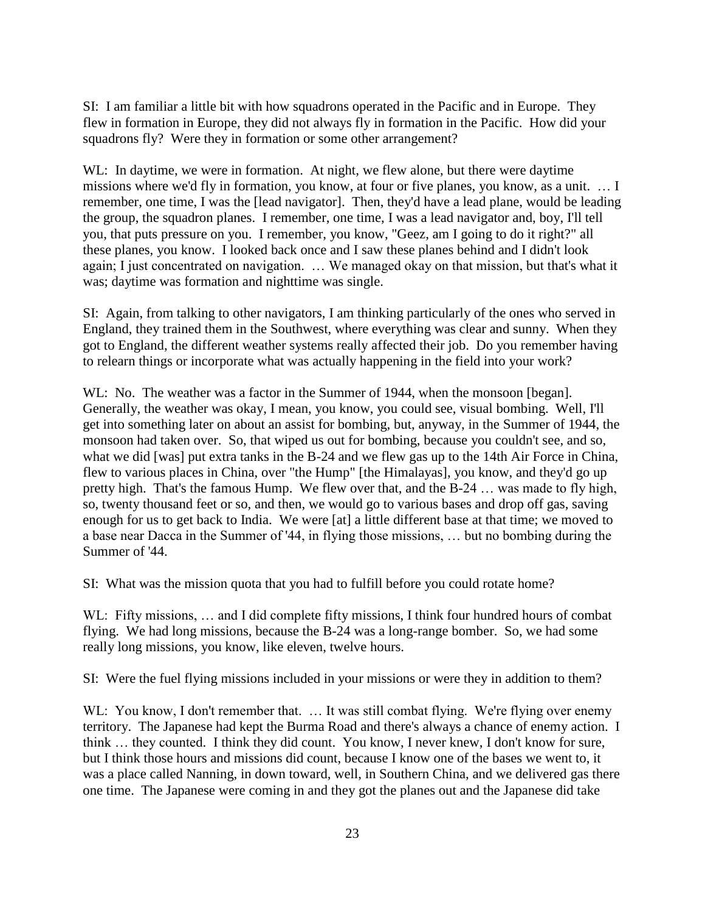SI: I am familiar a little bit with how squadrons operated in the Pacific and in Europe. They flew in formation in Europe, they did not always fly in formation in the Pacific. How did your squadrons fly? Were they in formation or some other arrangement?

WL: In daytime, we were in formation. At night, we flew alone, but there were daytime missions where we'd fly in formation, you know, at four or five planes, you know, as a unit. … I remember, one time, I was the [lead navigator]. Then, they'd have a lead plane, would be leading the group, the squadron planes. I remember, one time, I was a lead navigator and, boy, I'll tell you, that puts pressure on you. I remember, you know, "Geez, am I going to do it right?" all these planes, you know. I looked back once and I saw these planes behind and I didn't look again; I just concentrated on navigation. … We managed okay on that mission, but that's what it was; daytime was formation and nighttime was single.

SI: Again, from talking to other navigators, I am thinking particularly of the ones who served in England, they trained them in the Southwest, where everything was clear and sunny. When they got to England, the different weather systems really affected their job. Do you remember having to relearn things or incorporate what was actually happening in the field into your work?

WL: No. The weather was a factor in the Summer of 1944, when the monsoon [began]. Generally, the weather was okay, I mean, you know, you could see, visual bombing. Well, I'll get into something later on about an assist for bombing, but, anyway, in the Summer of 1944, the monsoon had taken over. So, that wiped us out for bombing, because you couldn't see, and so, what we did [was] put extra tanks in the B-24 and we flew gas up to the 14th Air Force in China, flew to various places in China, over "the Hump" [the Himalayas], you know, and they'd go up pretty high. That's the famous Hump. We flew over that, and the B-24 … was made to fly high, so, twenty thousand feet or so, and then, we would go to various bases and drop off gas, saving enough for us to get back to India. We were [at] a little different base at that time; we moved to a base near Dacca in the Summer of '44, in flying those missions, … but no bombing during the Summer of '44.

SI: What was the mission quota that you had to fulfill before you could rotate home?

WL: Fifty missions, … and I did complete fifty missions, I think four hundred hours of combat flying. We had long missions, because the B-24 was a long-range bomber. So, we had some really long missions, you know, like eleven, twelve hours.

SI: Were the fuel flying missions included in your missions or were they in addition to them?

WL: You know, I don't remember that. … It was still combat flying. We're flying over enemy territory. The Japanese had kept the Burma Road and there's always a chance of enemy action. I think … they counted. I think they did count. You know, I never knew, I don't know for sure, but I think those hours and missions did count, because I know one of the bases we went to, it was a place called Nanning, in down toward, well, in Southern China, and we delivered gas there one time. The Japanese were coming in and they got the planes out and the Japanese did take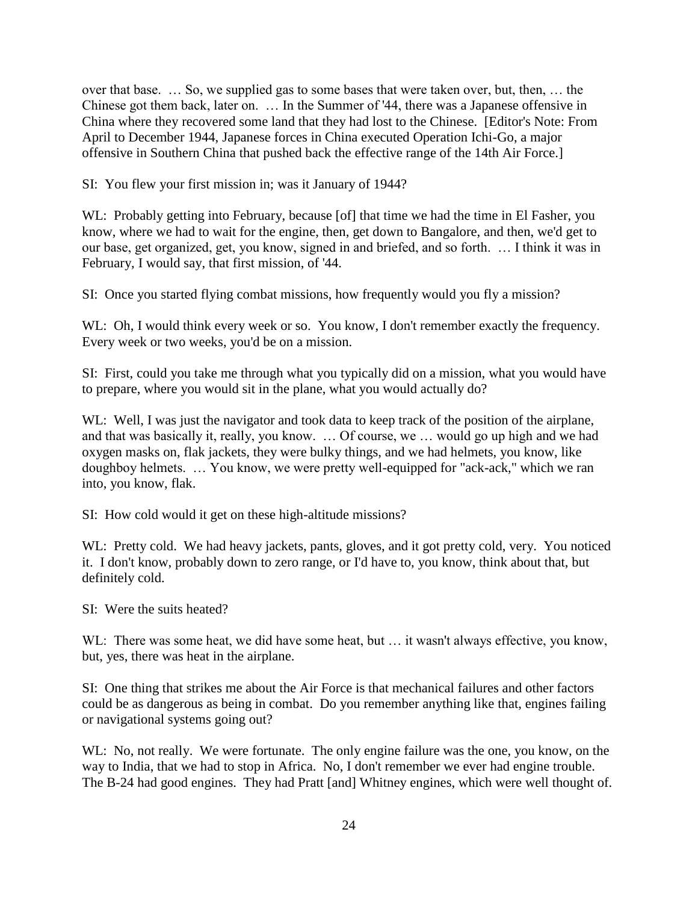over that base. … So, we supplied gas to some bases that were taken over, but, then, … the Chinese got them back, later on. … In the Summer of '44, there was a Japanese offensive in China where they recovered some land that they had lost to the Chinese. [Editor's Note: From April to December 1944, Japanese forces in China executed Operation Ichi-Go, a major offensive in Southern China that pushed back the effective range of the 14th Air Force.]

SI: You flew your first mission in; was it January of 1944?

WL: Probably getting into February, because [of] that time we had the time in El Fasher, you know, where we had to wait for the engine, then, get down to Bangalore, and then, we'd get to our base, get organized, get, you know, signed in and briefed, and so forth. … I think it was in February, I would say, that first mission, of '44.

SI: Once you started flying combat missions, how frequently would you fly a mission?

WL: Oh, I would think every week or so. You know, I don't remember exactly the frequency. Every week or two weeks, you'd be on a mission.

SI: First, could you take me through what you typically did on a mission, what you would have to prepare, where you would sit in the plane, what you would actually do?

WL: Well, I was just the navigator and took data to keep track of the position of the airplane, and that was basically it, really, you know. … Of course, we … would go up high and we had oxygen masks on, flak jackets, they were bulky things, and we had helmets, you know, like doughboy helmets. … You know, we were pretty well-equipped for "ack-ack," which we ran into, you know, flak.

SI: How cold would it get on these high-altitude missions?

WL: Pretty cold. We had heavy jackets, pants, gloves, and it got pretty cold, very. You noticed it. I don't know, probably down to zero range, or I'd have to, you know, think about that, but definitely cold.

SI: Were the suits heated?

WL: There was some heat, we did have some heat, but … it wasn't always effective, you know, but, yes, there was heat in the airplane.

SI: One thing that strikes me about the Air Force is that mechanical failures and other factors could be as dangerous as being in combat. Do you remember anything like that, engines failing or navigational systems going out?

WL: No, not really. We were fortunate. The only engine failure was the one, you know, on the way to India, that we had to stop in Africa. No, I don't remember we ever had engine trouble. The B-24 had good engines. They had Pratt [and] Whitney engines, which were well thought of.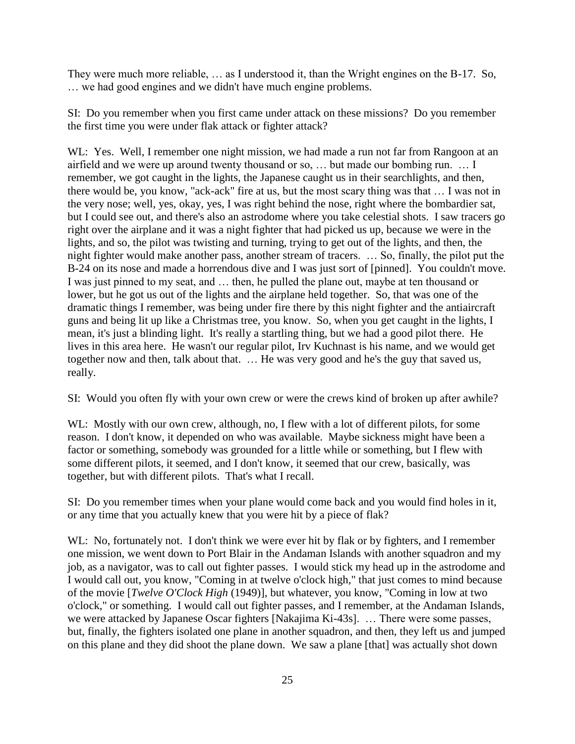They were much more reliable, … as I understood it, than the Wright engines on the B-17. So, … we had good engines and we didn't have much engine problems.

SI: Do you remember when you first came under attack on these missions? Do you remember the first time you were under flak attack or fighter attack?

WL: Yes. Well, I remember one night mission, we had made a run not far from Rangoon at an airfield and we were up around twenty thousand or so, … but made our bombing run. … I remember, we got caught in the lights, the Japanese caught us in their searchlights, and then, there would be, you know, "ack-ack" fire at us, but the most scary thing was that … I was not in the very nose; well, yes, okay, yes, I was right behind the nose, right where the bombardier sat, but I could see out, and there's also an astrodome where you take celestial shots. I saw tracers go right over the airplane and it was a night fighter that had picked us up, because we were in the lights, and so, the pilot was twisting and turning, trying to get out of the lights, and then, the night fighter would make another pass, another stream of tracers. … So, finally, the pilot put the B-24 on its nose and made a horrendous dive and I was just sort of [pinned]. You couldn't move. I was just pinned to my seat, and … then, he pulled the plane out, maybe at ten thousand or lower, but he got us out of the lights and the airplane held together. So, that was one of the dramatic things I remember, was being under fire there by this night fighter and the antiaircraft guns and being lit up like a Christmas tree, you know. So, when you get caught in the lights, I mean, it's just a blinding light. It's really a startling thing, but we had a good pilot there. He lives in this area here. He wasn't our regular pilot, Irv Kuchnast is his name, and we would get together now and then, talk about that. … He was very good and he's the guy that saved us, really.

SI: Would you often fly with your own crew or were the crews kind of broken up after awhile?

WL: Mostly with our own crew, although, no, I flew with a lot of different pilots, for some reason. I don't know, it depended on who was available. Maybe sickness might have been a factor or something, somebody was grounded for a little while or something, but I flew with some different pilots, it seemed, and I don't know, it seemed that our crew, basically, was together, but with different pilots. That's what I recall.

SI: Do you remember times when your plane would come back and you would find holes in it, or any time that you actually knew that you were hit by a piece of flak?

WL: No, fortunately not. I don't think we were ever hit by flak or by fighters, and I remember one mission, we went down to Port Blair in the Andaman Islands with another squadron and my job, as a navigator, was to call out fighter passes. I would stick my head up in the astrodome and I would call out, you know, "Coming in at twelve o'clock high," that just comes to mind because of the movie [*Twelve O'Clock High* (1949)], but whatever, you know, "Coming in low at two o'clock," or something. I would call out fighter passes, and I remember, at the Andaman Islands, we were attacked by Japanese Oscar fighters [Nakajima Ki-43s]. … There were some passes, but, finally, the fighters isolated one plane in another squadron, and then, they left us and jumped on this plane and they did shoot the plane down. We saw a plane [that] was actually shot down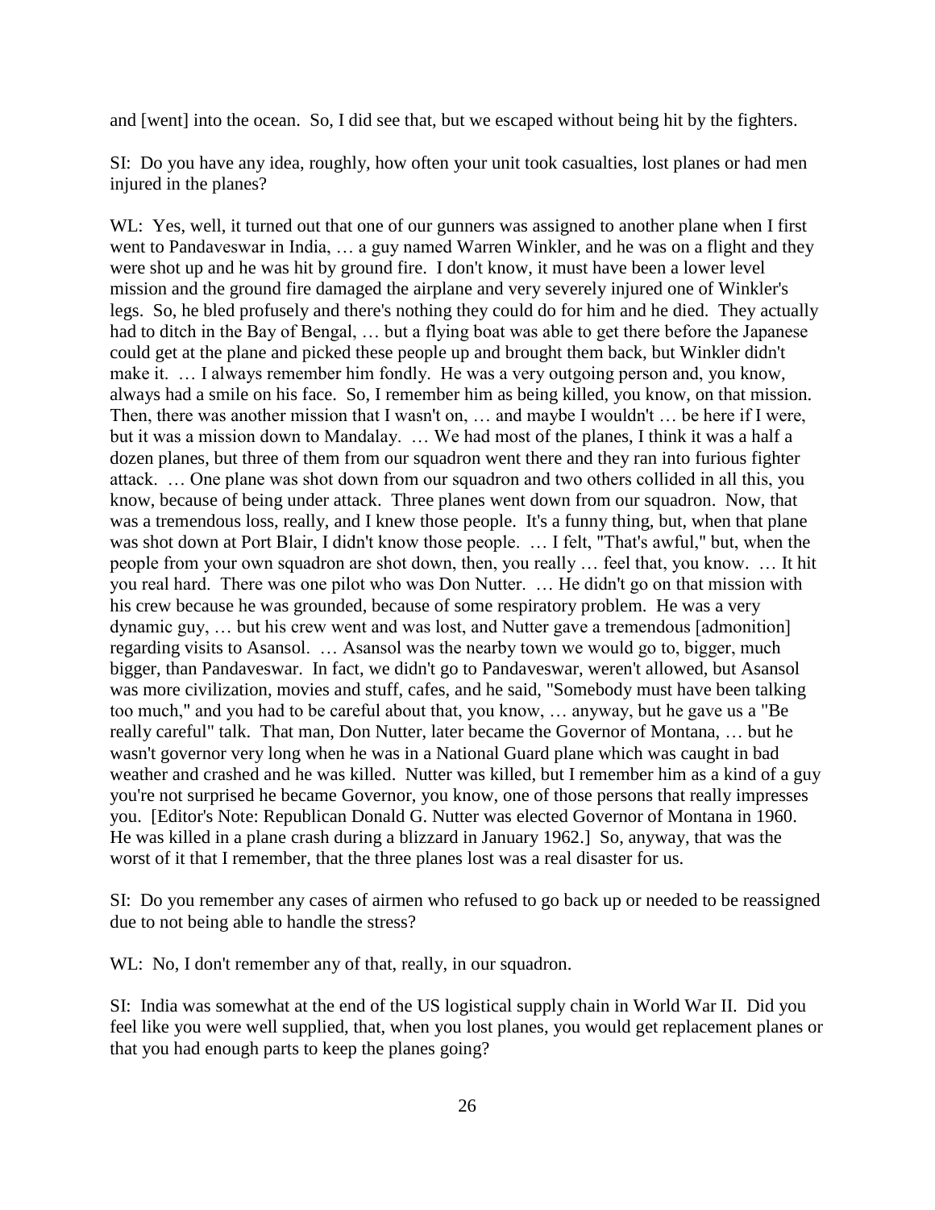and [went] into the ocean. So, I did see that, but we escaped without being hit by the fighters.

SI: Do you have any idea, roughly, how often your unit took casualties, lost planes or had men injured in the planes?

WL: Yes, well, it turned out that one of our gunners was assigned to another plane when I first went to Pandaveswar in India, … a guy named Warren Winkler, and he was on a flight and they were shot up and he was hit by ground fire. I don't know, it must have been a lower level mission and the ground fire damaged the airplane and very severely injured one of Winkler's legs. So, he bled profusely and there's nothing they could do for him and he died. They actually had to ditch in the Bay of Bengal, … but a flying boat was able to get there before the Japanese could get at the plane and picked these people up and brought them back, but Winkler didn't make it. … I always remember him fondly. He was a very outgoing person and, you know, always had a smile on his face. So, I remember him as being killed, you know, on that mission. Then, there was another mission that I wasn't on, … and maybe I wouldn't … be here if I were, but it was a mission down to Mandalay. … We had most of the planes, I think it was a half a dozen planes, but three of them from our squadron went there and they ran into furious fighter attack. … One plane was shot down from our squadron and two others collided in all this, you know, because of being under attack. Three planes went down from our squadron. Now, that was a tremendous loss, really, and I knew those people. It's a funny thing, but, when that plane was shot down at Port Blair, I didn't know those people. … I felt, "That's awful," but, when the people from your own squadron are shot down, then, you really … feel that, you know. … It hit you real hard. There was one pilot who was Don Nutter. … He didn't go on that mission with his crew because he was grounded, because of some respiratory problem. He was a very dynamic guy, … but his crew went and was lost, and Nutter gave a tremendous [admonition] regarding visits to Asansol. … Asansol was the nearby town we would go to, bigger, much bigger, than Pandaveswar. In fact, we didn't go to Pandaveswar, weren't allowed, but Asansol was more civilization, movies and stuff, cafes, and he said, "Somebody must have been talking too much," and you had to be careful about that, you know, … anyway, but he gave us a "Be really careful" talk. That man, Don Nutter, later became the Governor of Montana, … but he wasn't governor very long when he was in a National Guard plane which was caught in bad weather and crashed and he was killed. Nutter was killed, but I remember him as a kind of a guy you're not surprised he became Governor, you know, one of those persons that really impresses you. [Editor's Note: Republican Donald G. Nutter was elected Governor of Montana in 1960. He was killed in a plane crash during a blizzard in January 1962.] So, anyway, that was the worst of it that I remember, that the three planes lost was a real disaster for us.

SI: Do you remember any cases of airmen who refused to go back up or needed to be reassigned due to not being able to handle the stress?

WL: No, I don't remember any of that, really, in our squadron.

SI: India was somewhat at the end of the US logistical supply chain in World War II. Did you feel like you were well supplied, that, when you lost planes, you would get replacement planes or that you had enough parts to keep the planes going?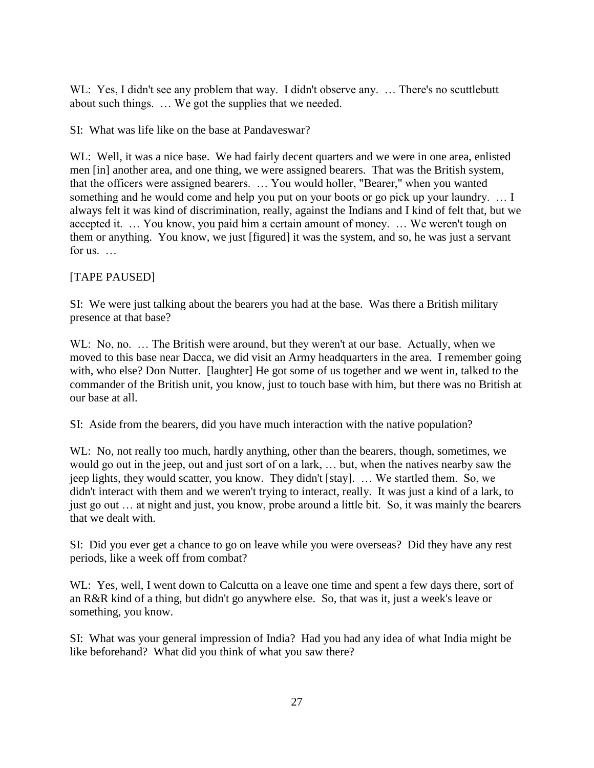WL: Yes, I didn't see any problem that way. I didn't observe any. … There's no scuttlebutt about such things. … We got the supplies that we needed.

SI: What was life like on the base at Pandaveswar?

WL: Well, it was a nice base. We had fairly decent quarters and we were in one area, enlisted men [in] another area, and one thing, we were assigned bearers. That was the British system, that the officers were assigned bearers. … You would holler, "Bearer," when you wanted something and he would come and help you put on your boots or go pick up your laundry. … I always felt it was kind of discrimination, really, against the Indians and I kind of felt that, but we accepted it. … You know, you paid him a certain amount of money. … We weren't tough on them or anything. You know, we just [figured] it was the system, and so, he was just a servant for us. …

[TAPE PAUSED]

SI: We were just talking about the bearers you had at the base. Was there a British military presence at that base?

WL: No, no. … The British were around, but they weren't at our base. Actually, when we moved to this base near Dacca, we did visit an Army headquarters in the area. I remember going with, who else? Don Nutter. [laughter] He got some of us together and we went in, talked to the commander of the British unit, you know, just to touch base with him, but there was no British at our base at all.

SI: Aside from the bearers, did you have much interaction with the native population?

WL: No, not really too much, hardly anything, other than the bearers, though, sometimes, we would go out in the jeep, out and just sort of on a lark, … but, when the natives nearby saw the jeep lights, they would scatter, you know. They didn't [stay]. … We startled them. So, we didn't interact with them and we weren't trying to interact, really. It was just a kind of a lark, to just go out … at night and just, you know, probe around a little bit. So, it was mainly the bearers that we dealt with.

SI: Did you ever get a chance to go on leave while you were overseas? Did they have any rest periods, like a week off from combat?

WL: Yes, well, I went down to Calcutta on a leave one time and spent a few days there, sort of an R&R kind of a thing, but didn't go anywhere else. So, that was it, just a week's leave or something, you know.

SI: What was your general impression of India? Had you had any idea of what India might be like beforehand? What did you think of what you saw there?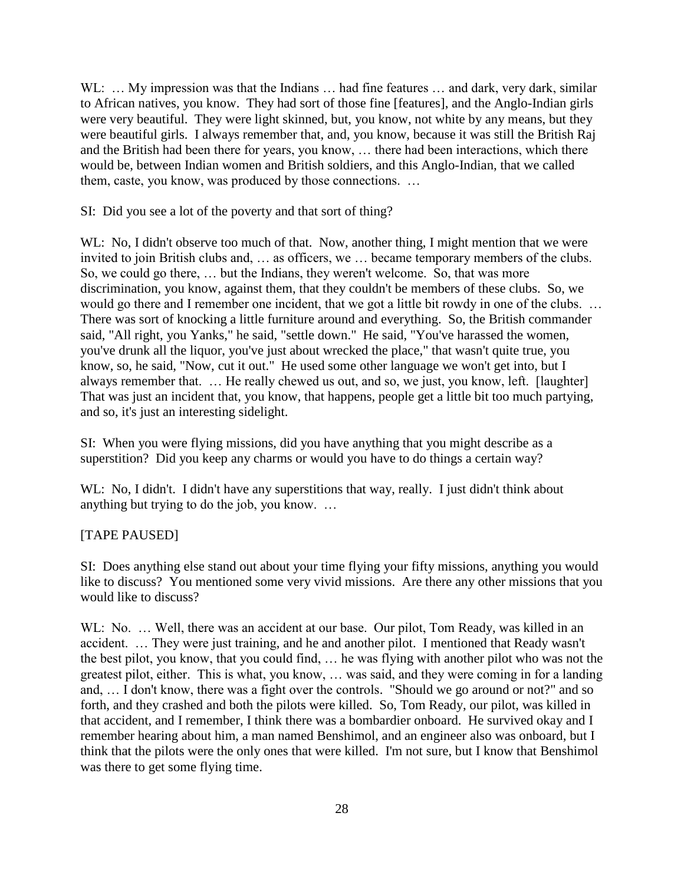WL: … My impression was that the Indians … had fine features … and dark, very dark, similar to African natives, you know. They had sort of those fine [features], and the Anglo-Indian girls were very beautiful. They were light skinned, but, you know, not white by any means, but they were beautiful girls. I always remember that, and, you know, because it was still the British Raj and the British had been there for years, you know, … there had been interactions, which there would be, between Indian women and British soldiers, and this Anglo-Indian, that we called them, caste, you know, was produced by those connections. …

SI: Did you see a lot of the poverty and that sort of thing?

WL: No, I didn't observe too much of that. Now, another thing, I might mention that we were invited to join British clubs and, … as officers, we … became temporary members of the clubs. So, we could go there, … but the Indians, they weren't welcome. So, that was more discrimination, you know, against them, that they couldn't be members of these clubs. So, we would go there and I remember one incident, that we got a little bit rowdy in one of the clubs. … There was sort of knocking a little furniture around and everything. So, the British commander said, "All right, you Yanks," he said, "settle down." He said, "You've harassed the women, you've drunk all the liquor, you've just about wrecked the place," that wasn't quite true, you know, so, he said, "Now, cut it out." He used some other language we won't get into, but I always remember that. … He really chewed us out, and so, we just, you know, left. [laughter] That was just an incident that, you know, that happens, people get a little bit too much partying, and so, it's just an interesting sidelight.

SI: When you were flying missions, did you have anything that you might describe as a superstition? Did you keep any charms or would you have to do things a certain way?

WL: No, I didn't. I didn't have any superstitions that way, really. I just didn't think about anything but trying to do the job, you know. …

[TAPE PAUSED]

SI: Does anything else stand out about your time flying your fifty missions, anything you would like to discuss? You mentioned some very vivid missions. Are there any other missions that you would like to discuss?

WL: No. … Well, there was an accident at our base. Our pilot, Tom Ready, was killed in an accident. … They were just training, and he and another pilot. I mentioned that Ready wasn't the best pilot, you know, that you could find, … he was flying with another pilot who was not the greatest pilot, either. This is what, you know, … was said, and they were coming in for a landing and, … I don't know, there was a fight over the controls. "Should we go around or not?" and so forth, and they crashed and both the pilots were killed. So, Tom Ready, our pilot, was killed in that accident, and I remember, I think there was a bombardier onboard. He survived okay and I remember hearing about him, a man named Benshimol, and an engineer also was onboard, but I think that the pilots were the only ones that were killed. I'm not sure, but I know that Benshimol was there to get some flying time.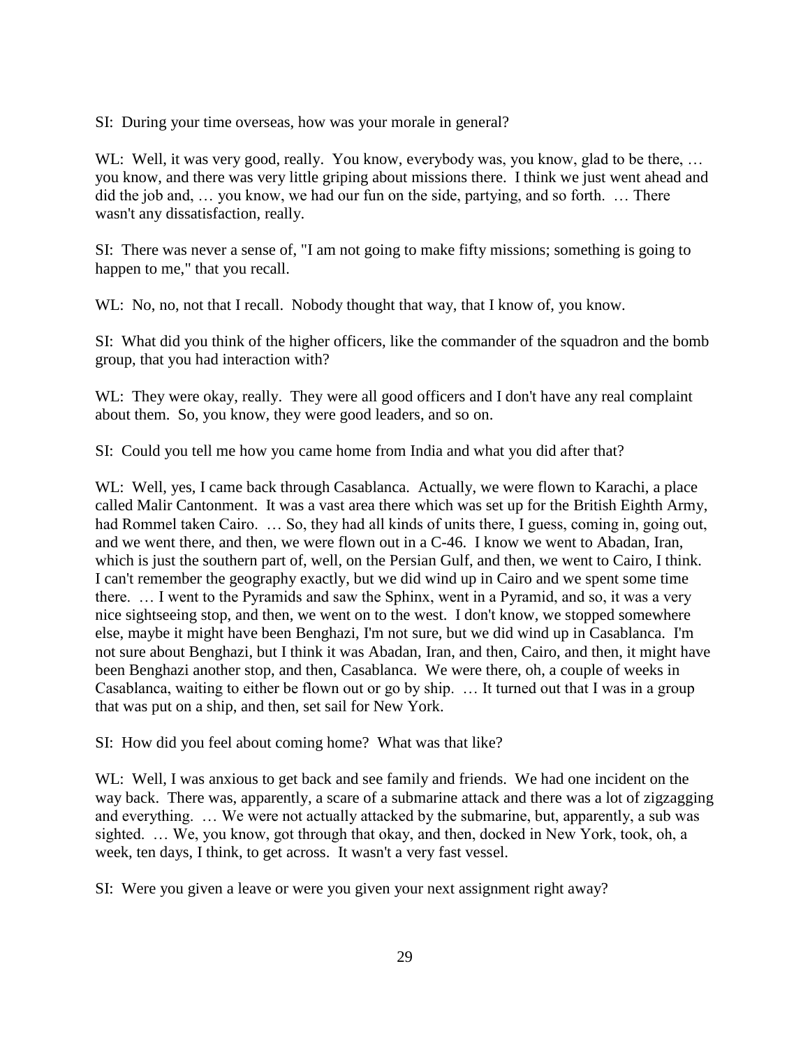SI: During your time overseas, how was your morale in general?

WL: Well, it was very good, really. You know, everybody was, you know, glad to be there, … you know, and there was very little griping about missions there. I think we just went ahead and did the job and, … you know, we had our fun on the side, partying, and so forth. … There wasn't any dissatisfaction, really.

SI: There was never a sense of, "I am not going to make fifty missions; something is going to happen to me," that you recall.

WL: No, no, not that I recall. Nobody thought that way, that I know of, you know.

SI: What did you think of the higher officers, like the commander of the squadron and the bomb group, that you had interaction with?

WL: They were okay, really. They were all good officers and I don't have any real complaint about them. So, you know, they were good leaders, and so on.

SI: Could you tell me how you came home from India and what you did after that?

WL: Well, yes, I came back through Casablanca. Actually, we were flown to Karachi, a place called Malir Cantonment. It was a vast area there which was set up for the British Eighth Army, had Rommel taken Cairo. … So, they had all kinds of units there, I guess, coming in, going out, and we went there, and then, we were flown out in a C-46. I know we went to Abadan, Iran, which is just the southern part of, well, on the Persian Gulf, and then, we went to Cairo, I think. I can't remember the geography exactly, but we did wind up in Cairo and we spent some time there. … I went to the Pyramids and saw the Sphinx, went in a Pyramid, and so, it was a very nice sightseeing stop, and then, we went on to the west. I don't know, we stopped somewhere else, maybe it might have been Benghazi, I'm not sure, but we did wind up in Casablanca. I'm not sure about Benghazi, but I think it was Abadan, Iran, and then, Cairo, and then, it might have been Benghazi another stop, and then, Casablanca. We were there, oh, a couple of weeks in Casablanca, waiting to either be flown out or go by ship. … It turned out that I was in a group that was put on a ship, and then, set sail for New York.

SI: How did you feel about coming home? What was that like?

WL: Well, I was anxious to get back and see family and friends. We had one incident on the way back. There was, apparently, a scare of a submarine attack and there was a lot of zigzagging and everything. … We were not actually attacked by the submarine, but, apparently, a sub was sighted. … We, you know, got through that okay, and then, docked in New York, took, oh, a week, ten days, I think, to get across. It wasn't a very fast vessel.

SI: Were you given a leave or were you given your next assignment right away?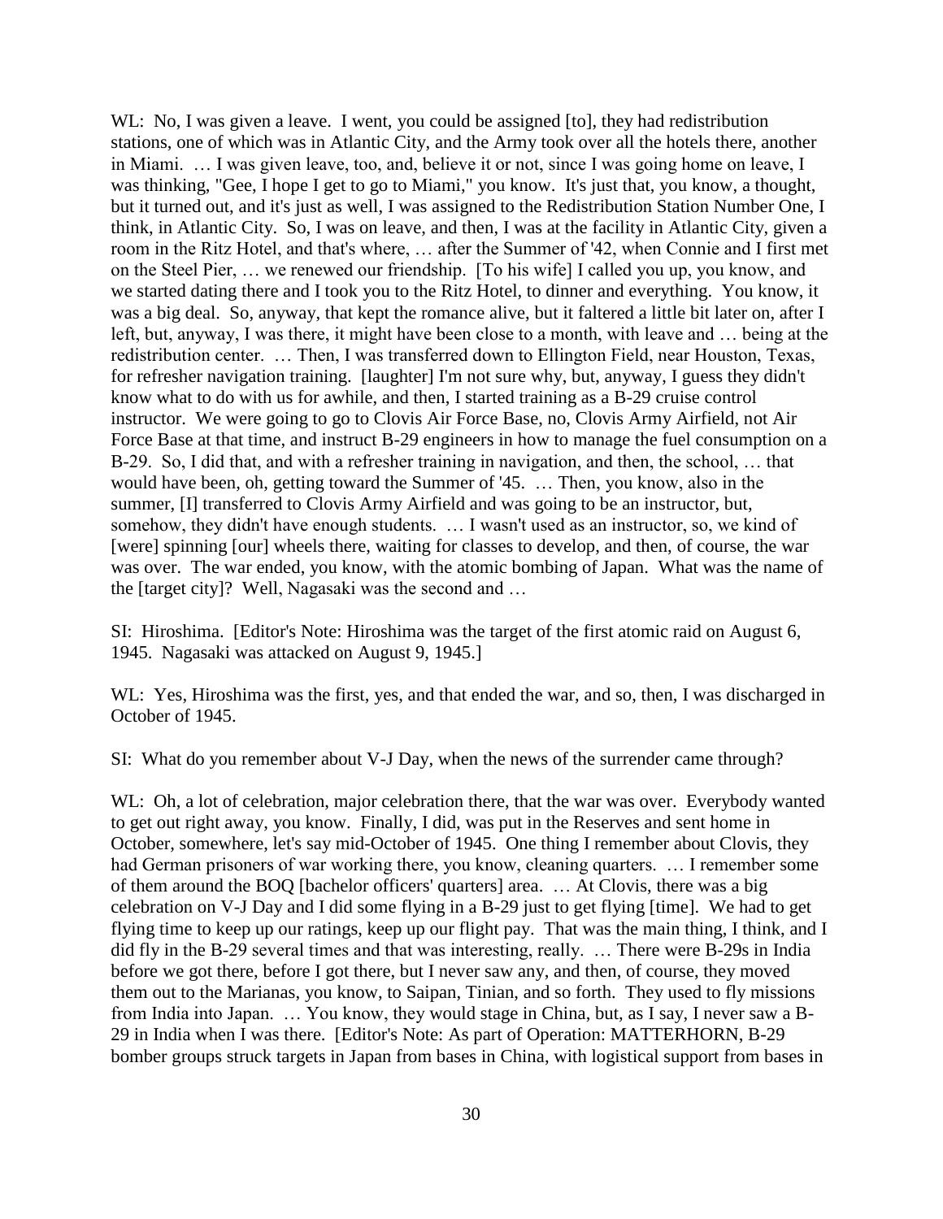WL: No, I was given a leave. I went, you could be assigned [to], they had redistribution stations, one of which was in Atlantic City, and the Army took over all the hotels there, another in Miami. … I was given leave, too, and, believe it or not, since I was going home on leave, I was thinking, "Gee, I hope I get to go to Miami," you know. It's just that, you know, a thought, but it turned out, and it's just as well, I was assigned to the Redistribution Station Number One, I think, in Atlantic City. So, I was on leave, and then, I was at the facility in Atlantic City, given a room in the Ritz Hotel, and that's where, … after the Summer of '42, when Connie and I first met on the Steel Pier, … we renewed our friendship. [To his wife] I called you up, you know, and we started dating there and I took you to the Ritz Hotel, to dinner and everything. You know, it was a big deal. So, anyway, that kept the romance alive, but it faltered a little bit later on, after I left, but, anyway, I was there, it might have been close to a month, with leave and … being at the redistribution center. … Then, I was transferred down to Ellington Field, near Houston, Texas, for refresher navigation training. [laughter] I'm not sure why, but, anyway, I guess they didn't know what to do with us for awhile, and then, I started training as a B-29 cruise control instructor. We were going to go to Clovis Air Force Base, no, Clovis Army Airfield, not Air Force Base at that time, and instruct B-29 engineers in how to manage the fuel consumption on a B-29. So, I did that, and with a refresher training in navigation, and then, the school, … that would have been, oh, getting toward the Summer of '45. … Then, you know, also in the summer, [I] transferred to Clovis Army Airfield and was going to be an instructor, but, somehow, they didn't have enough students. … I wasn't used as an instructor, so, we kind of [were] spinning [our] wheels there, waiting for classes to develop, and then, of course, the war was over. The war ended, you know, with the atomic bombing of Japan. What was the name of the [target city]? Well, Nagasaki was the second and …

SI: Hiroshima. [Editor's Note: Hiroshima was the target of the first atomic raid on August 6, 1945. Nagasaki was attacked on August 9, 1945.]

WL: Yes, Hiroshima was the first, yes, and that ended the war, and so, then, I was discharged in October of 1945.

SI: What do you remember about V-J Day, when the news of the surrender came through?

WL: Oh, a lot of celebration, major celebration there, that the war was over. Everybody wanted to get out right away, you know. Finally, I did, was put in the Reserves and sent home in October, somewhere, let's say mid-October of 1945. One thing I remember about Clovis, they had German prisoners of war working there, you know, cleaning quarters. … I remember some of them around the BOQ [bachelor officers' quarters] area. … At Clovis, there was a big celebration on V-J Day and I did some flying in a B-29 just to get flying [time]. We had to get flying time to keep up our ratings, keep up our flight pay. That was the main thing, I think, and I did fly in the B-29 several times and that was interesting, really. … There were B-29s in India before we got there, before I got there, but I never saw any, and then, of course, they moved them out to the Marianas, you know, to Saipan, Tinian, and so forth. They used to fly missions from India into Japan. … You know, they would stage in China, but, as I say, I never saw a B-29 in India when I was there. [Editor's Note: As part of Operation: MATTERHORN, B-29 bomber groups struck targets in Japan from bases in China, with logistical support from bases in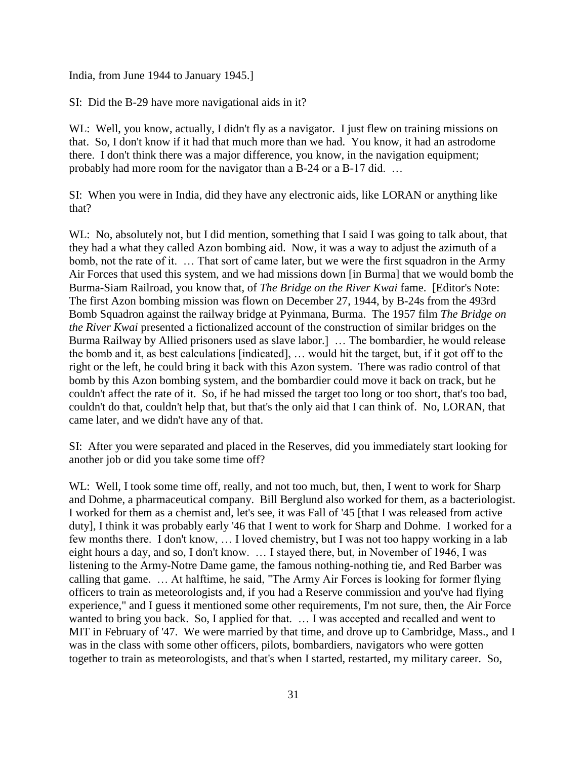India, from June 1944 to January 1945.]

SI: Did the B-29 have more navigational aids in it?

WL: Well, you know, actually, I didn't fly as a navigator. I just flew on training missions on that. So, I don't know if it had that much more than we had. You know, it had an astrodome there. I don't think there was a major difference, you know, in the navigation equipment; probably had more room for the navigator than a B-24 or a B-17 did. …

SI: When you were in India, did they have any electronic aids, like LORAN or anything like that?

WL: No, absolutely not, but I did mention, something that I said I was going to talk about, that they had a what they called Azon bombing aid. Now, it was a way to adjust the azimuth of a bomb, not the rate of it. … That sort of came later, but we were the first squadron in the Army Air Forces that used this system, and we had missions down [in Burma] that we would bomb the Burma-Siam Railroad, you know that, of *The Bridge on the River Kwai* fame. [Editor's Note: The first Azon bombing mission was flown on December 27, 1944, by B-24s from the 493rd Bomb Squadron against the railway bridge at Pyinmana, Burma. The 1957 film *The Bridge on the River Kwai* presented a fictionalized account of the construction of similar bridges on the Burma Railway by Allied prisoners used as slave labor.] … The bombardier, he would release the bomb and it, as best calculations [indicated], … would hit the target, but, if it got off to the right or the left, he could bring it back with this Azon system. There was radio control of that bomb by this Azon bombing system, and the bombardier could move it back on track, but he couldn't affect the rate of it. So, if he had missed the target too long or too short, that's too bad, couldn't do that, couldn't help that, but that's the only aid that I can think of. No, LORAN, that came later, and we didn't have any of that.

SI: After you were separated and placed in the Reserves, did you immediately start looking for another job or did you take some time off?

WL: Well, I took some time off, really, and not too much, but, then, I went to work for Sharp and Dohme, a pharmaceutical company. Bill Berglund also worked for them, as a bacteriologist. I worked for them as a chemist and, let's see, it was Fall of '45 [that I was released from active duty], I think it was probably early '46 that I went to work for Sharp and Dohme. I worked for a few months there. I don't know, … I loved chemistry, but I was not too happy working in a lab eight hours a day, and so, I don't know. … I stayed there, but, in November of 1946, I was listening to the Army-Notre Dame game, the famous nothing-nothing tie, and Red Barber was calling that game. … At halftime, he said, "The Army Air Forces is looking for former flying officers to train as meteorologists and, if you had a Reserve commission and you've had flying experience," and I guess it mentioned some other requirements, I'm not sure, then, the Air Force wanted to bring you back. So, I applied for that. … I was accepted and recalled and went to MIT in February of '47. We were married by that time, and drove up to Cambridge, Mass., and I was in the class with some other officers, pilots, bombardiers, navigators who were gotten together to train as meteorologists, and that's when I started, restarted, my military career. So,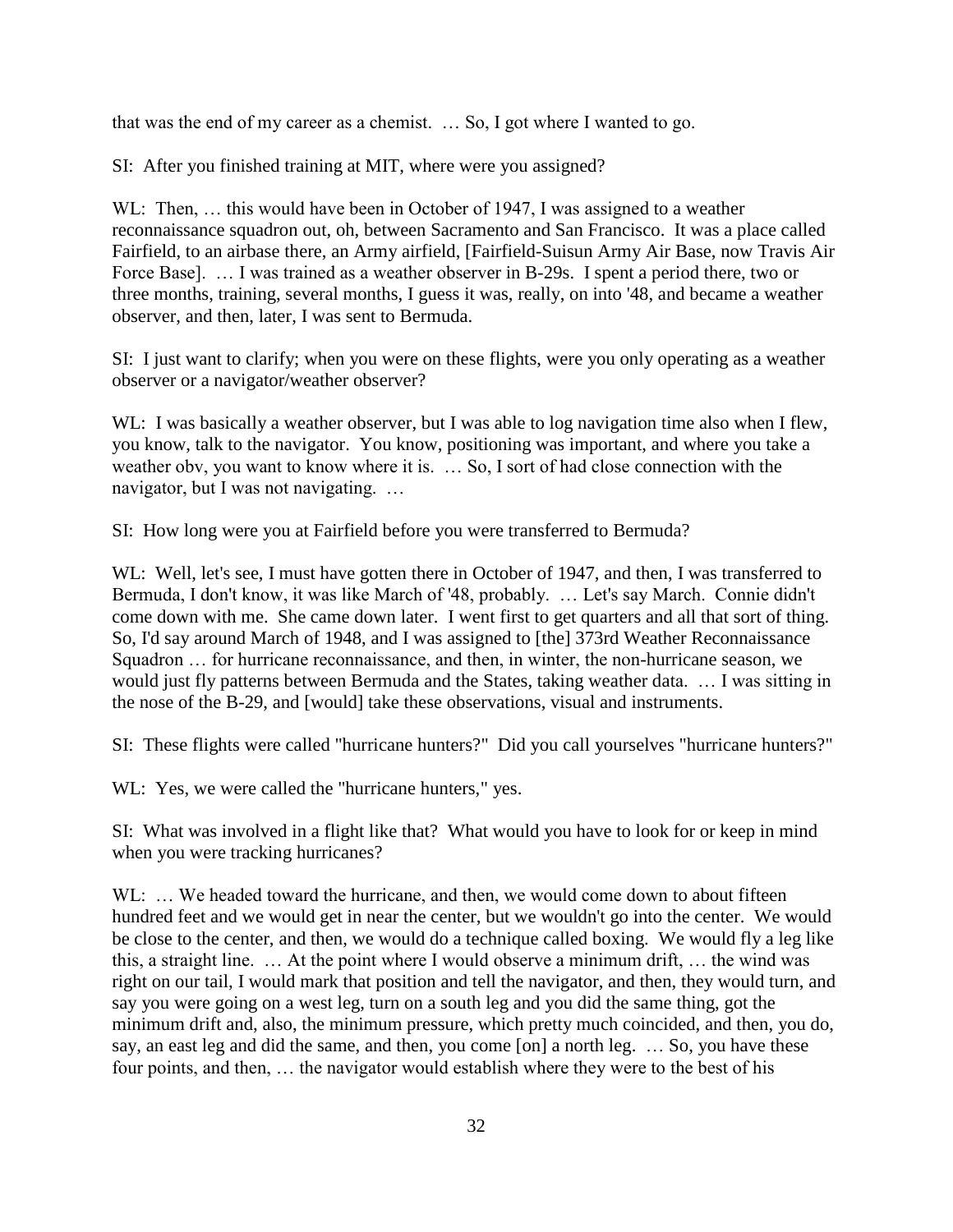that was the end of my career as a chemist. … So, I got where I wanted to go.

SI: After you finished training at MIT, where were you assigned?

WL: Then, … this would have been in October of 1947, I was assigned to a weather reconnaissance squadron out, oh, between Sacramento and San Francisco. It was a place called Fairfield, to an airbase there, an Army airfield, [Fairfield-Suisun Army Air Base, now Travis Air Force Base]. … I was trained as a weather observer in B-29s. I spent a period there, two or three months, training, several months, I guess it was, really, on into '48, and became a weather observer, and then, later, I was sent to Bermuda.

SI: I just want to clarify; when you were on these flights, were you only operating as a weather observer or a navigator/weather observer?

WL: I was basically a weather observer, but I was able to log navigation time also when I flew, you know, talk to the navigator. You know, positioning was important, and where you take a weather obv, you want to know where it is. … So, I sort of had close connection with the navigator, but I was not navigating. …

SI: How long were you at Fairfield before you were transferred to Bermuda?

WL: Well, let's see, I must have gotten there in October of 1947, and then, I was transferred to Bermuda, I don't know, it was like March of '48, probably. … Let's say March. Connie didn't come down with me. She came down later. I went first to get quarters and all that sort of thing. So, I'd say around March of 1948, and I was assigned to [the] 373rd Weather Reconnaissance Squadron … for hurricane reconnaissance, and then, in winter, the non-hurricane season, we would just fly patterns between Bermuda and the States, taking weather data. … I was sitting in the nose of the B-29, and [would] take these observations, visual and instruments.

SI: These flights were called "hurricane hunters?" Did you call yourselves "hurricane hunters?"

WL: Yes, we were called the "hurricane hunters," yes.

SI: What was involved in a flight like that? What would you have to look for or keep in mind when you were tracking hurricanes?

WL: … We headed toward the hurricane, and then, we would come down to about fifteen hundred feet and we would get in near the center, but we wouldn't go into the center. We would be close to the center, and then, we would do a technique called boxing. We would fly a leg like this, a straight line. … At the point where I would observe a minimum drift, … the wind was right on our tail, I would mark that position and tell the navigator, and then, they would turn, and say you were going on a west leg, turn on a south leg and you did the same thing, got the minimum drift and, also, the minimum pressure, which pretty much coincided, and then, you do, say, an east leg and did the same, and then, you come [on] a north leg. … So, you have these four points, and then, … the navigator would establish where they were to the best of his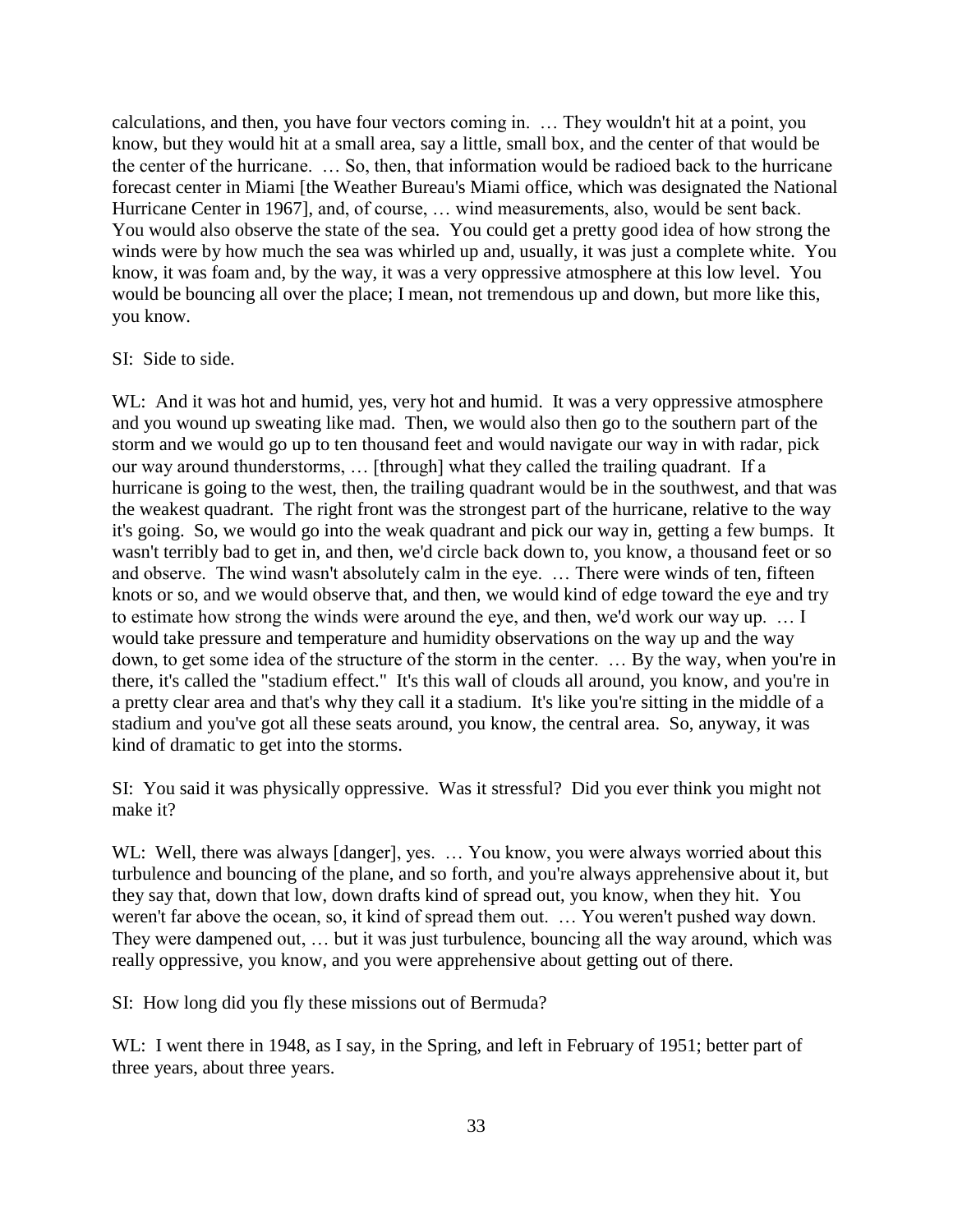calculations, and then, you have four vectors coming in. … They wouldn't hit at a point, you know, but they would hit at a small area, say a little, small box, and the center of that would be the center of the hurricane. … So, then, that information would be radioed back to the hurricane forecast center in Miami [the Weather Bureau's Miami office, which was designated the National Hurricane Center in 1967], and, of course, … wind measurements, also, would be sent back. You would also observe the state of the sea. You could get a pretty good idea of how strong the winds were by how much the sea was whirled up and, usually, it was just a complete white. You know, it was foam and, by the way, it was a very oppressive atmosphere at this low level. You would be bouncing all over the place; I mean, not tremendous up and down, but more like this, you know.

SI: Side to side.

WL: And it was hot and humid, yes, very hot and humid. It was a very oppressive atmosphere and you wound up sweating like mad. Then, we would also then go to the southern part of the storm and we would go up to ten thousand feet and would navigate our way in with radar, pick our way around thunderstorms, … [through] what they called the trailing quadrant. If a hurricane is going to the west, then, the trailing quadrant would be in the southwest, and that was the weakest quadrant. The right front was the strongest part of the hurricane, relative to the way it's going. So, we would go into the weak quadrant and pick our way in, getting a few bumps. It wasn't terribly bad to get in, and then, we'd circle back down to, you know, a thousand feet or so and observe. The wind wasn't absolutely calm in the eye. … There were winds of ten, fifteen knots or so, and we would observe that, and then, we would kind of edge toward the eye and try to estimate how strong the winds were around the eye, and then, we'd work our way up. … I would take pressure and temperature and humidity observations on the way up and the way down, to get some idea of the structure of the storm in the center. … By the way, when you're in there, it's called the "stadium effect." It's this wall of clouds all around, you know, and you're in a pretty clear area and that's why they call it a stadium. It's like you're sitting in the middle of a stadium and you've got all these seats around, you know, the central area. So, anyway, it was kind of dramatic to get into the storms.

SI: You said it was physically oppressive. Was it stressful? Did you ever think you might not make it?

WL: Well, there was always [danger], yes. … You know, you were always worried about this turbulence and bouncing of the plane, and so forth, and you're always apprehensive about it, but they say that, down that low, down drafts kind of spread out, you know, when they hit. You weren't far above the ocean, so, it kind of spread them out. … You weren't pushed way down. They were dampened out, … but it was just turbulence, bouncing all the way around, which was really oppressive, you know, and you were apprehensive about getting out of there.

SI: How long did you fly these missions out of Bermuda?

WL: I went there in 1948, as I say, in the Spring, and left in February of 1951; better part of three years, about three years.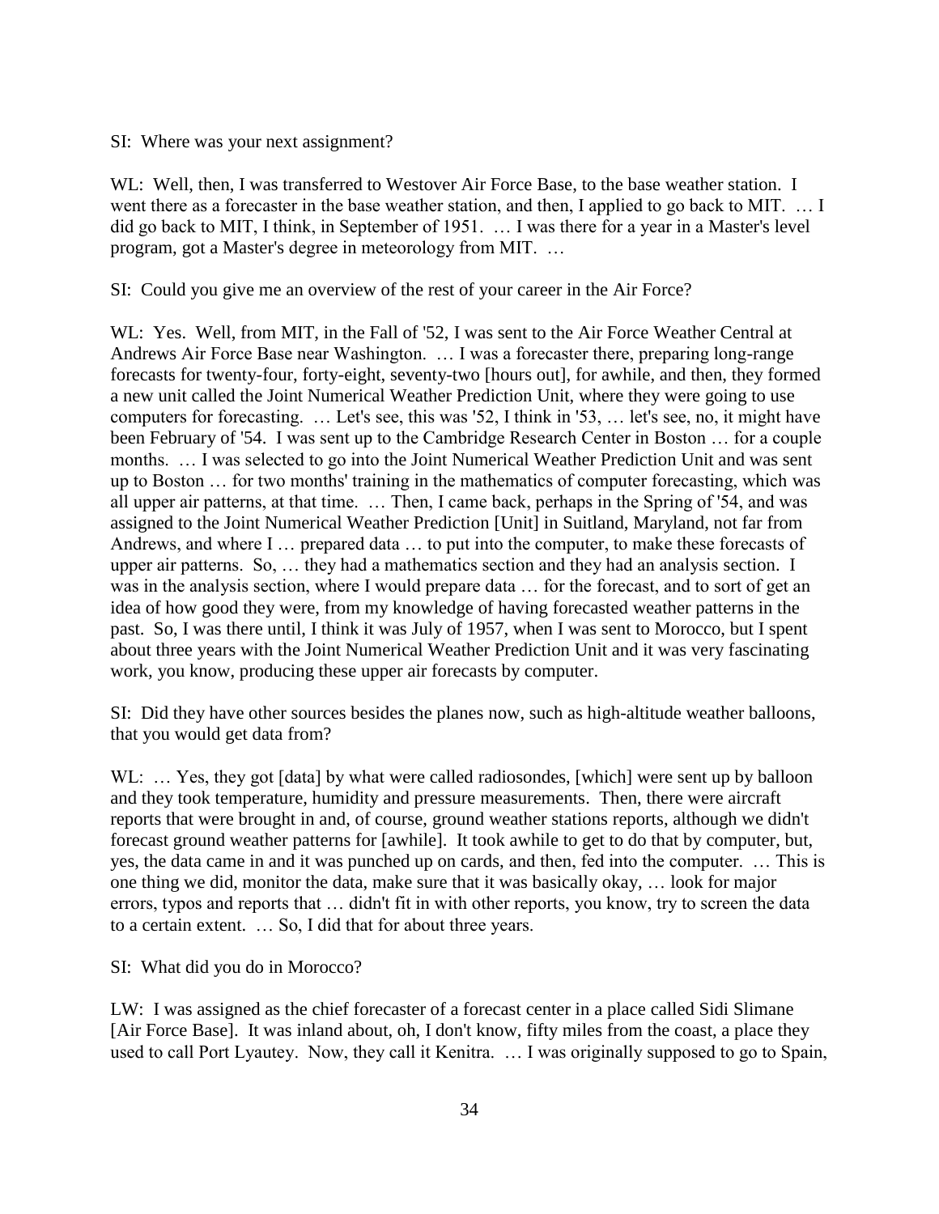SI: Where was your next assignment?

WL: Well, then, I was transferred to Westover Air Force Base, to the base weather station. I went there as a forecaster in the base weather station, and then, I applied to go back to MIT. … I did go back to MIT, I think, in September of 1951. … I was there for a year in a Master's level program, got a Master's degree in meteorology from MIT. …

SI: Could you give me an overview of the rest of your career in the Air Force?

WL: Yes. Well, from MIT, in the Fall of '52, I was sent to the Air Force Weather Central at Andrews Air Force Base near Washington. … I was a forecaster there, preparing long-range forecasts for twenty-four, forty-eight, seventy-two [hours out], for awhile, and then, they formed a new unit called the Joint Numerical Weather Prediction Unit, where they were going to use computers for forecasting. … Let's see, this was '52, I think in '53, … let's see, no, it might have been February of '54. I was sent up to the Cambridge Research Center in Boston … for a couple months. … I was selected to go into the Joint Numerical Weather Prediction Unit and was sent up to Boston … for two months' training in the mathematics of computer forecasting, which was all upper air patterns, at that time. … Then, I came back, perhaps in the Spring of '54, and was assigned to the Joint Numerical Weather Prediction [Unit] in Suitland, Maryland, not far from Andrews, and where I … prepared data … to put into the computer, to make these forecasts of upper air patterns. So, … they had a mathematics section and they had an analysis section. I was in the analysis section, where I would prepare data … for the forecast, and to sort of get an idea of how good they were, from my knowledge of having forecasted weather patterns in the past. So, I was there until, I think it was July of 1957, when I was sent to Morocco, but I spent about three years with the Joint Numerical Weather Prediction Unit and it was very fascinating work, you know, producing these upper air forecasts by computer.

SI: Did they have other sources besides the planes now, such as high-altitude weather balloons, that you would get data from?

WL: … Yes, they got [data] by what were called radiosondes, [which] were sent up by balloon and they took temperature, humidity and pressure measurements. Then, there were aircraft reports that were brought in and, of course, ground weather stations reports, although we didn't forecast ground weather patterns for [awhile]. It took awhile to get to do that by computer, but, yes, the data came in and it was punched up on cards, and then, fed into the computer. … This is one thing we did, monitor the data, make sure that it was basically okay, … look for major errors, typos and reports that … didn't fit in with other reports, you know, try to screen the data to a certain extent. … So, I did that for about three years.

SI: What did you do in Morocco?

LW: I was assigned as the chief forecaster of a forecast center in a place called Sidi Slimane [Air Force Base]. It was inland about, oh, I don't know, fifty miles from the coast, a place they used to call Port Lyautey. Now, they call it Kenitra. … I was originally supposed to go to Spain,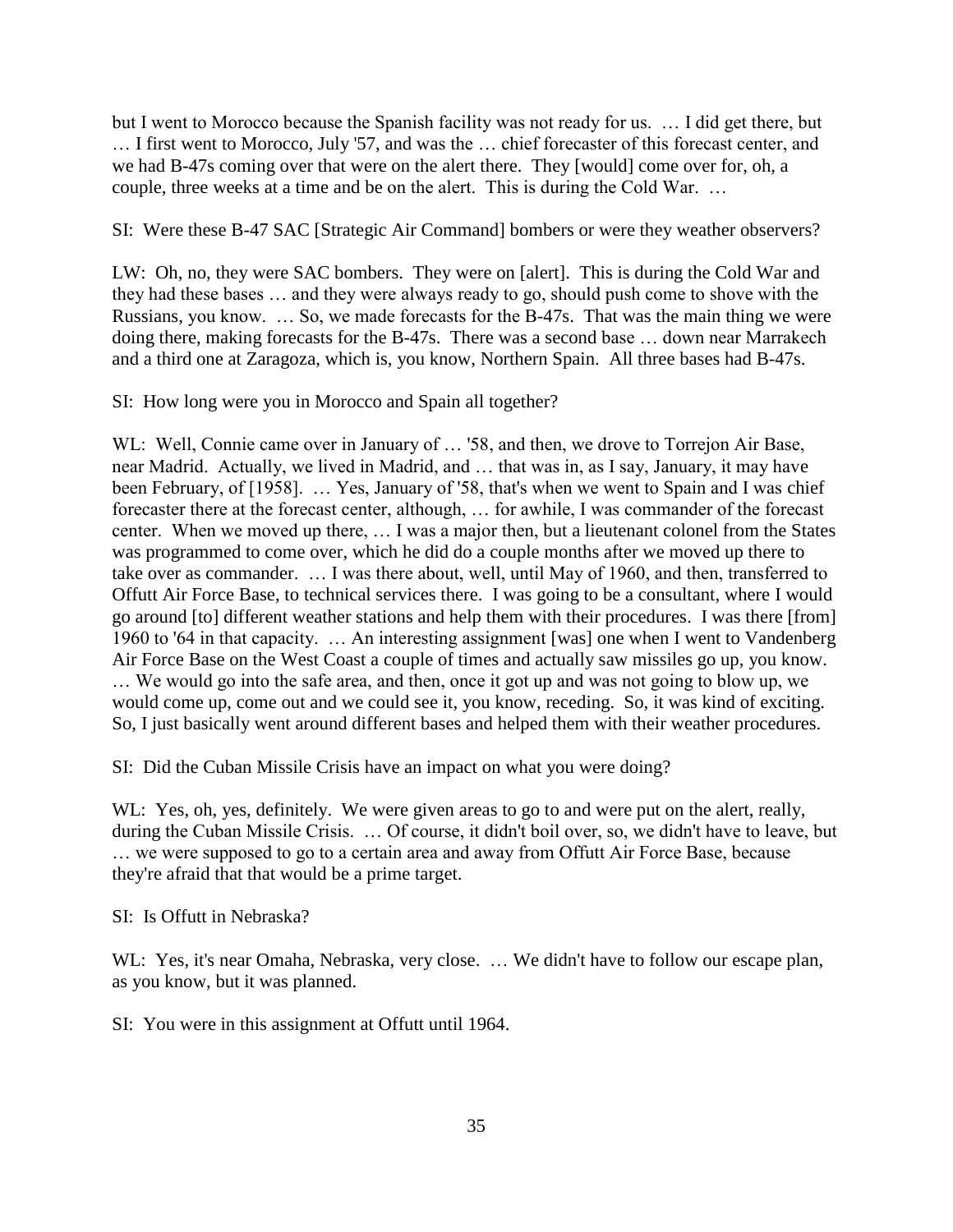but I went to Morocco because the Spanish facility was not ready for us. … I did get there, but … I first went to Morocco, July '57, and was the … chief forecaster of this forecast center, and we had B-47s coming over that were on the alert there. They [would] come over for, oh, a couple, three weeks at a time and be on the alert. This is during the Cold War. …

SI: Were these B-47 SAC [Strategic Air Command] bombers or were they weather observers?

LW: Oh, no, they were SAC bombers. They were on [alert]. This is during the Cold War and they had these bases … and they were always ready to go, should push come to shove with the Russians, you know. … So, we made forecasts for the B-47s. That was the main thing we were doing there, making forecasts for the B-47s. There was a second base … down near Marrakech and a third one at Zaragoza, which is, you know, Northern Spain. All three bases had B-47s.

SI: How long were you in Morocco and Spain all together?

WL: Well, Connie came over in January of … '58, and then, we drove to Torrejon Air Base, near Madrid. Actually, we lived in Madrid, and … that was in, as I say, January, it may have been February, of [1958]. … Yes, January of '58, that's when we went to Spain and I was chief forecaster there at the forecast center, although, … for awhile, I was commander of the forecast center. When we moved up there, … I was a major then, but a lieutenant colonel from the States was programmed to come over, which he did do a couple months after we moved up there to take over as commander. … I was there about, well, until May of 1960, and then, transferred to Offutt Air Force Base, to technical services there. I was going to be a consultant, where I would go around [to] different weather stations and help them with their procedures. I was there [from] 1960 to '64 in that capacity. … An interesting assignment [was] one when I went to Vandenberg Air Force Base on the West Coast a couple of times and actually saw missiles go up, you know. … We would go into the safe area, and then, once it got up and was not going to blow up, we would come up, come out and we could see it, you know, receding. So, it was kind of exciting. So, I just basically went around different bases and helped them with their weather procedures.

SI: Did the Cuban Missile Crisis have an impact on what you were doing?

WL: Yes, oh, yes, definitely. We were given areas to go to and were put on the alert, really, during the Cuban Missile Crisis. … Of course, it didn't boil over, so, we didn't have to leave, but … we were supposed to go to a certain area and away from Offutt Air Force Base, because they're afraid that that would be a prime target.

SI: Is Offutt in Nebraska?

WL: Yes, it's near Omaha, Nebraska, very close. … We didn't have to follow our escape plan, as you know, but it was planned.

SI: You were in this assignment at Offutt until 1964.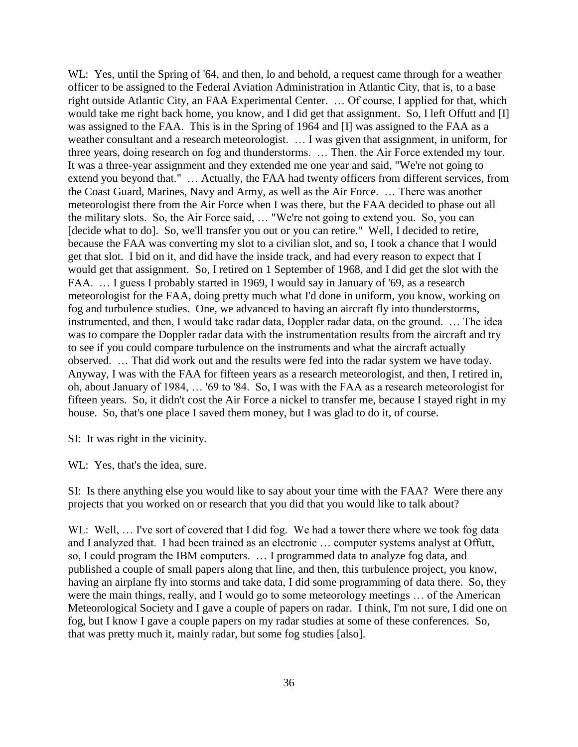WL: Yes, until the Spring of '64, and then, lo and behold, a request came through for a weather officer to be assigned to the Federal Aviation Administration in Atlantic City, that is, to a base right outside Atlantic City, an FAA Experimental Center. … Of course, I applied for that, which would take me right back home, you know, and I did get that assignment. So, I left Offutt and [I] was assigned to the FAA. This is in the Spring of 1964 and [I] was assigned to the FAA as a weather consultant and a research meteorologist. … I was given that assignment, in uniform, for three years, doing research on fog and thunderstorms. … Then, the Air Force extended my tour. It was a three-year assignment and they extended me one year and said, "We're not going to extend you beyond that." … Actually, the FAA had twenty officers from different services, from the Coast Guard, Marines, Navy and Army, as well as the Air Force. … There was another meteorologist there from the Air Force when I was there, but the FAA decided to phase out all the military slots. So, the Air Force said, … "We're not going to extend you. So, you can [decide what to do]. So, we'll transfer you out or you can retire." Well, I decided to retire, because the FAA was converting my slot to a civilian slot, and so, I took a chance that I would get that slot. I bid on it, and did have the inside track, and had every reason to expect that I would get that assignment. So, I retired on 1 September of 1968, and I did get the slot with the FAA. … I guess I probably started in 1969, I would say in January of '69, as a research meteorologist for the FAA, doing pretty much what I'd done in uniform, you know, working on fog and turbulence studies. One, we advanced to having an aircraft fly into thunderstorms, instrumented, and then, I would take radar data, Doppler radar data, on the ground. … The idea was to compare the Doppler radar data with the instrumentation results from the aircraft and try to see if you could compare turbulence on the instruments and what the aircraft actually observed. … That did work out and the results were fed into the radar system we have today. Anyway, I was with the FAA for fifteen years as a research meteorologist, and then, I retired in, oh, about January of 1984, … '69 to '84. So, I was with the FAA as a research meteorologist for fifteen years. So, it didn't cost the Air Force a nickel to transfer me, because I stayed right in my house. So, that's one place I saved them money, but I was glad to do it, of course.

SI: It was right in the vicinity.

WL: Yes, that's the idea, sure.

SI: Is there anything else you would like to say about your time with the FAA? Were there any projects that you worked on or research that you did that you would like to talk about?

WL: Well, … I've sort of covered that I did fog. We had a tower there where we took fog data and I analyzed that. I had been trained as an electronic … computer systems analyst at Offutt, so, I could program the IBM computers. … I programmed data to analyze fog data, and published a couple of small papers along that line, and then, this turbulence project, you know, having an airplane fly into storms and take data, I did some programming of data there. So, they were the main things, really, and I would go to some meteorology meetings … of the American Meteorological Society and I gave a couple of papers on radar. I think, I'm not sure, I did one on fog, but I know I gave a couple papers on my radar studies at some of these conferences. So, that was pretty much it, mainly radar, but some fog studies [also].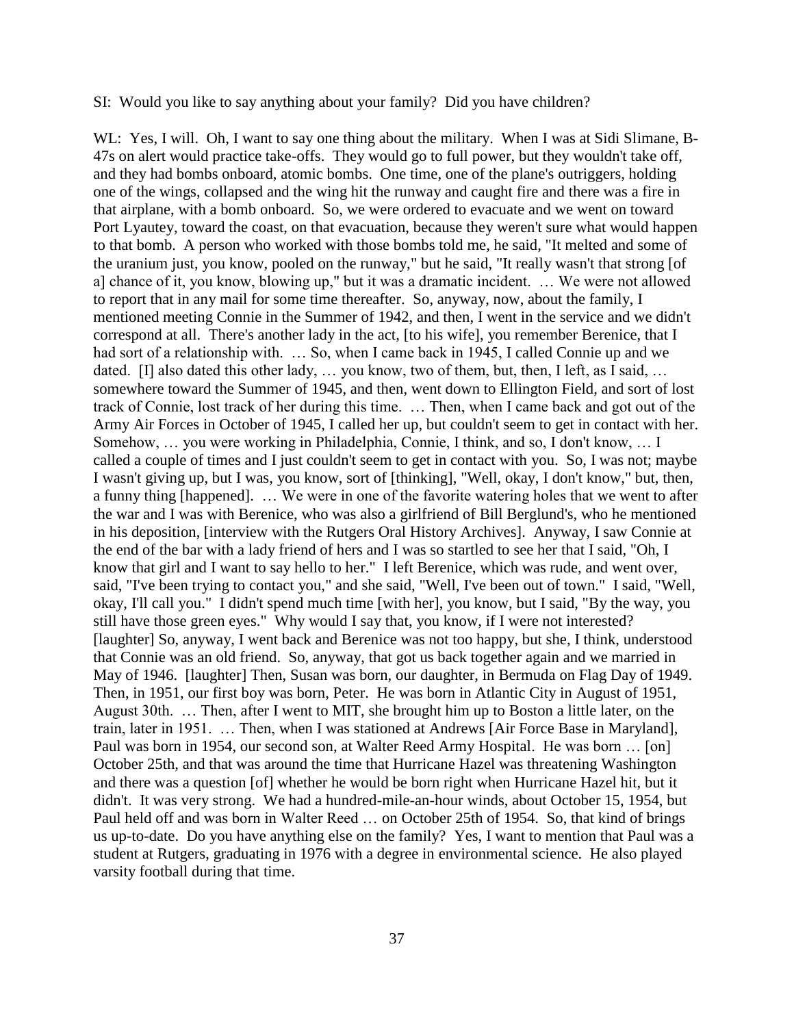SI: Would you like to say anything about your family? Did you have children?

WL: Yes, I will. Oh, I want to say one thing about the military. When I was at Sidi Slimane, B-47s on alert would practice take-offs. They would go to full power, but they wouldn't take off, and they had bombs onboard, atomic bombs. One time, one of the plane's outriggers, holding one of the wings, collapsed and the wing hit the runway and caught fire and there was a fire in that airplane, with a bomb onboard. So, we were ordered to evacuate and we went on toward Port Lyautey, toward the coast, on that evacuation, because they weren't sure what would happen to that bomb. A person who worked with those bombs told me, he said, "It melted and some of the uranium just, you know, pooled on the runway," but he said, "It really wasn't that strong [of a] chance of it, you know, blowing up," but it was a dramatic incident. … We were not allowed to report that in any mail for some time thereafter. So, anyway, now, about the family, I mentioned meeting Connie in the Summer of 1942, and then, I went in the service and we didn't correspond at all. There's another lady in the act, [to his wife], you remember Berenice, that I had sort of a relationship with. … So, when I came back in 1945, I called Connie up and we dated. [I] also dated this other lady, … you know, two of them, but, then, I left, as I said, … somewhere toward the Summer of 1945, and then, went down to Ellington Field, and sort of lost track of Connie, lost track of her during this time. … Then, when I came back and got out of the Army Air Forces in October of 1945, I called her up, but couldn't seem to get in contact with her. Somehow, … you were working in Philadelphia, Connie, I think, and so, I don't know, … I called a couple of times and I just couldn't seem to get in contact with you. So, I was not; maybe I wasn't giving up, but I was, you know, sort of [thinking], "Well, okay, I don't know," but, then, a funny thing [happened]. … We were in one of the favorite watering holes that we went to after the war and I was with Berenice, who was also a girlfriend of Bill Berglund's, who he mentioned in his deposition, [interview with the Rutgers Oral History Archives]. Anyway, I saw Connie at the end of the bar with a lady friend of hers and I was so startled to see her that I said, "Oh, I know that girl and I want to say hello to her." I left Berenice, which was rude, and went over, said, "I've been trying to contact you," and she said, "Well, I've been out of town." I said, "Well, okay, I'll call you." I didn't spend much time [with her], you know, but I said, "By the way, you still have those green eyes." Why would I say that, you know, if I were not interested? [laughter] So, anyway, I went back and Berenice was not too happy, but she, I think, understood that Connie was an old friend. So, anyway, that got us back together again and we married in May of 1946. [laughter] Then, Susan was born, our daughter, in Bermuda on Flag Day of 1949. Then, in 1951, our first boy was born, Peter. He was born in Atlantic City in August of 1951, August 30th. … Then, after I went to MIT, she brought him up to Boston a little later, on the train, later in 1951. … Then, when I was stationed at Andrews [Air Force Base in Maryland], Paul was born in 1954, our second son, at Walter Reed Army Hospital. He was born … [on] October 25th, and that was around the time that Hurricane Hazel was threatening Washington and there was a question [of] whether he would be born right when Hurricane Hazel hit, but it didn't. It was very strong. We had a hundred-mile-an-hour winds, about October 15, 1954, but Paul held off and was born in Walter Reed … on October 25th of 1954. So, that kind of brings us up-to-date. Do you have anything else on the family? Yes, I want to mention that Paul was a student at Rutgers, graduating in 1976 with a degree in environmental science. He also played varsity football during that time.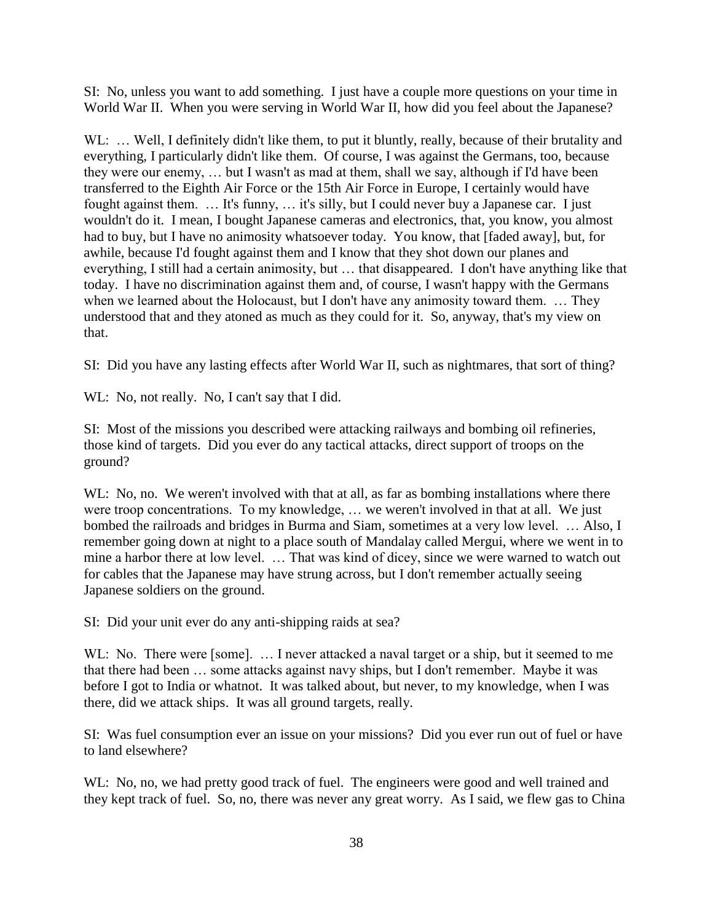SI: No, unless you want to add something. I just have a couple more questions on your time in World War II. When you were serving in World War II, how did you feel about the Japanese?

WL: … Well, I definitely didn't like them, to put it bluntly, really, because of their brutality and everything, I particularly didn't like them. Of course, I was against the Germans, too, because they were our enemy, … but I wasn't as mad at them, shall we say, although if I'd have been transferred to the Eighth Air Force or the 15th Air Force in Europe, I certainly would have fought against them. … It's funny, … it's silly, but I could never buy a Japanese car. I just wouldn't do it. I mean, I bought Japanese cameras and electronics, that, you know, you almost had to buy, but I have no animosity whatsoever today. You know, that [faded away], but, for awhile, because I'd fought against them and I know that they shot down our planes and everything, I still had a certain animosity, but … that disappeared. I don't have anything like that today. I have no discrimination against them and, of course, I wasn't happy with the Germans when we learned about the Holocaust, but I don't have any animosity toward them. … They understood that and they atoned as much as they could for it. So, anyway, that's my view on that.

SI: Did you have any lasting effects after World War II, such as nightmares, that sort of thing?

WL: No, not really. No, I can't say that I did.

SI: Most of the missions you described were attacking railways and bombing oil refineries, those kind of targets. Did you ever do any tactical attacks, direct support of troops on the ground?

WL: No, no. We weren't involved with that at all, as far as bombing installations where there were troop concentrations. To my knowledge, … we weren't involved in that at all. We just bombed the railroads and bridges in Burma and Siam, sometimes at a very low level. … Also, I remember going down at night to a place south of Mandalay called Mergui, where we went in to mine a harbor there at low level. … That was kind of dicey, since we were warned to watch out for cables that the Japanese may have strung across, but I don't remember actually seeing Japanese soldiers on the ground.

SI: Did your unit ever do any anti-shipping raids at sea?

WL: No. There were [some]. … I never attacked a naval target or a ship, but it seemed to me that there had been … some attacks against navy ships, but I don't remember. Maybe it was before I got to India or whatnot. It was talked about, but never, to my knowledge, when I was there, did we attack ships. It was all ground targets, really.

SI: Was fuel consumption ever an issue on your missions? Did you ever run out of fuel or have to land elsewhere?

WL: No, no, we had pretty good track of fuel. The engineers were good and well trained and they kept track of fuel. So, no, there was never any great worry. As I said, we flew gas to China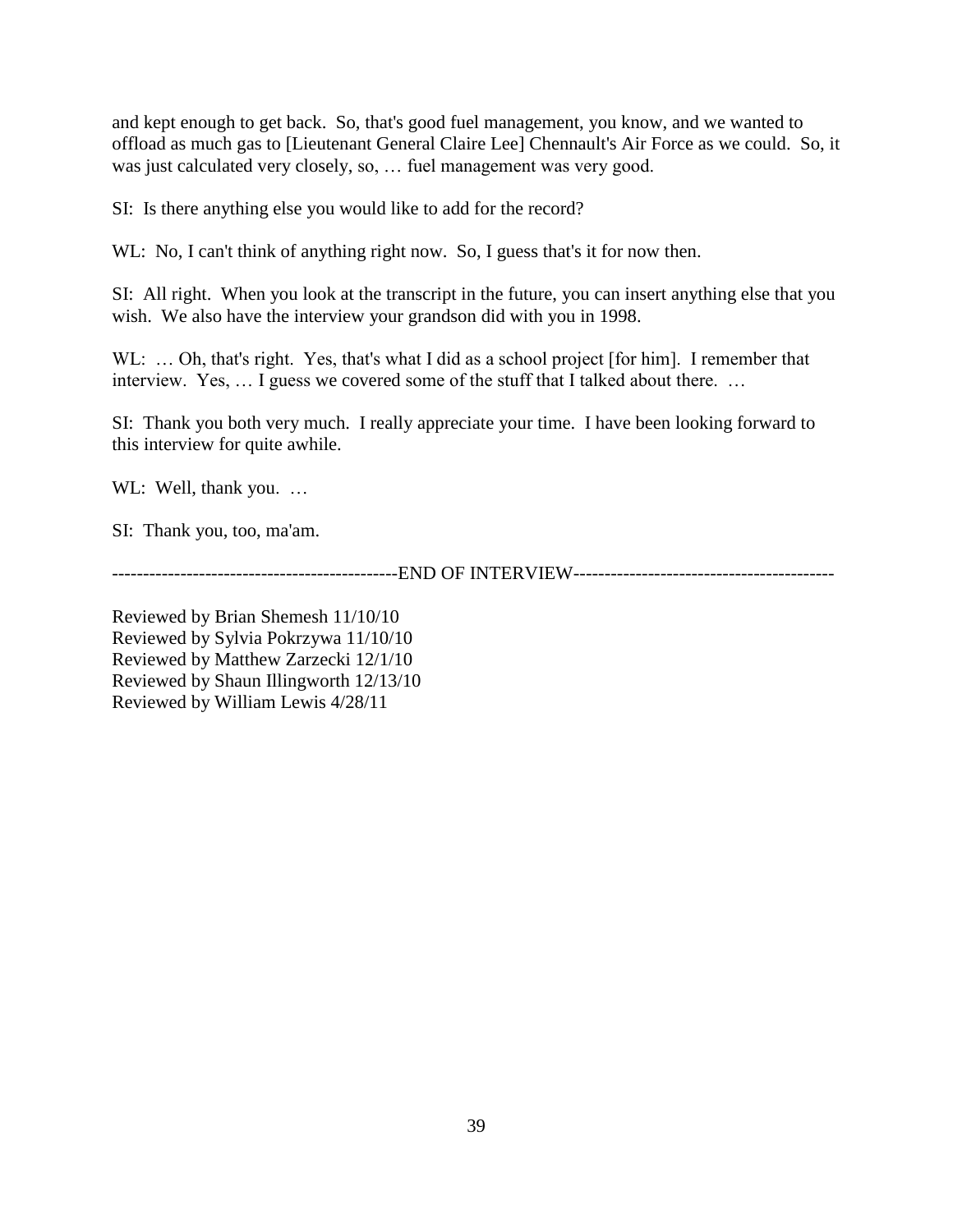and kept enough to get back. So, that's good fuel management, you know, and we wanted to offload as much gas to [Lieutenant General Claire Lee] Chennault's Air Force as we could. So, it was just calculated very closely, so, … fuel management was very good.

SI: Is there anything else you would like to add for the record?

WL: No, I can't think of anything right now. So, I guess that's it for now then.

SI: All right. When you look at the transcript in the future, you can insert anything else that you wish. We also have the interview your grandson did with you in 1998.

WL: … Oh, that's right. Yes, that's what I did as a school project [for him]. I remember that interview. Yes, … I guess we covered some of the stuff that I talked about there. …

SI: Thank you both very much. I really appreciate your time. I have been looking forward to this interview for quite awhile.

WL: Well, thank you. …

SI: Thank you, too, ma'am.

---------------------------------------------END OF INTERVIEW------------------------------------------

Reviewed by Brian Shemesh 11/10/10
Reviewed by Sylvia Pokrzywa 11/10/10
Reviewed by Matthew Zarzecki 12/1/10
Reviewed by Shaun Illingworth 12/13/10
Reviewed by William Lewis 4/28/11